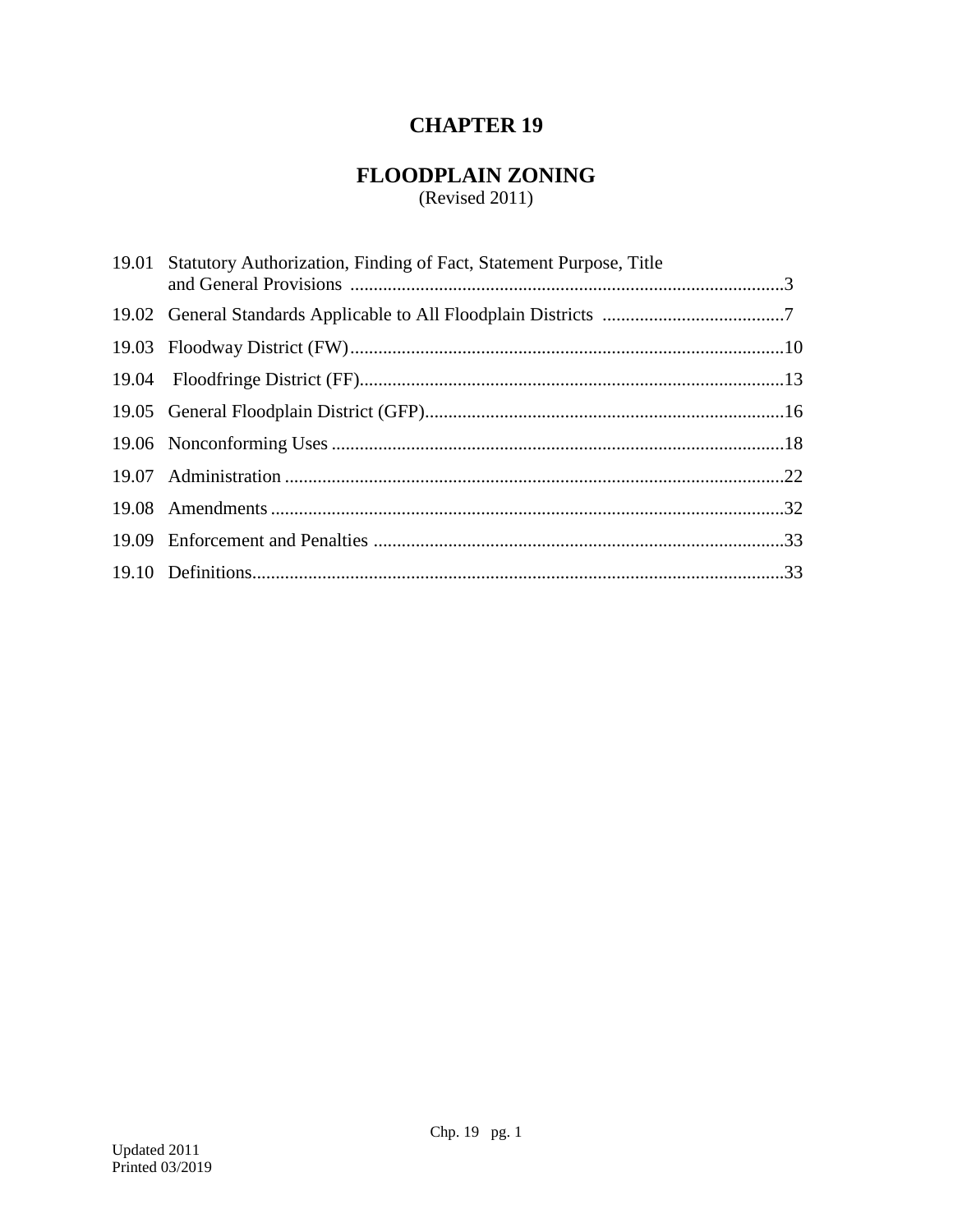# CHAPTER 19

## FLOODPLAIN ZONING

(Revised 2011)

| | | |
|---|---|---|
| 19.01 | Statutory Authorization, Finding of Fact, Statement Purpose, Title and General Provisions | 3 |
| 19.02 | General Standards Applicable to All Floodplain Districts | 7 |
| 19.03 | Floodway District (FW) | 10 |
| 19.04 | Floodfringe District (FF) | 13 |
| 19.05 | General Floodplain District (GFP) | 16 |
| 19.06 | Nonconforming Uses | 18 |
| 19.07 | Administration | 22 |
| 19.08 | Amendments | 32 |
| 19.09 | Enforcement and Penalties | 33 |
| 19.10 | Definitions | 33 |

Updated 2011
Printed 03/2019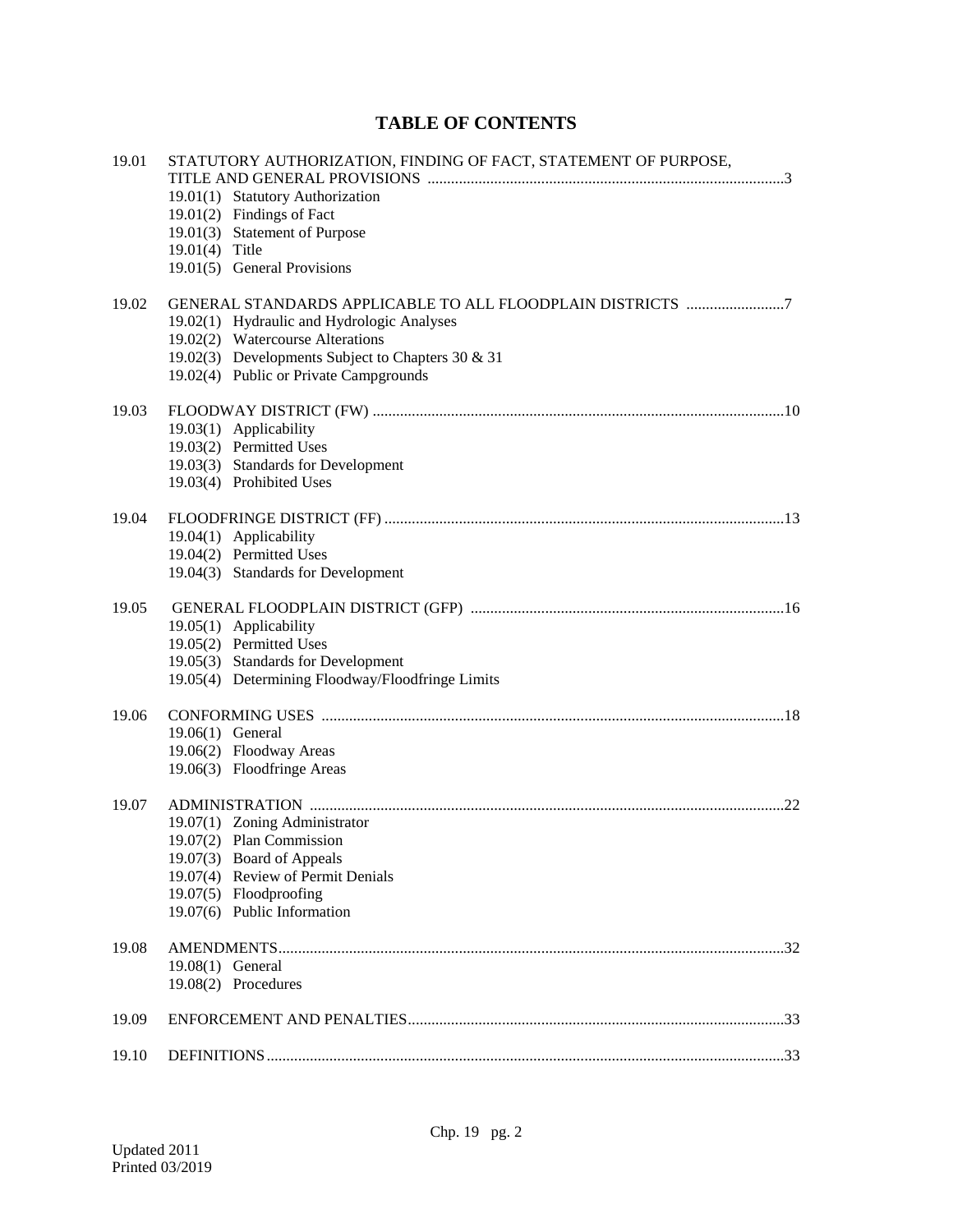# TABLE OF CONTENTS

19.01 STATUTORY AUTHORIZATION, FINDING OF FACT, STATEMENT OF PURPOSE, TITLE AND GENERAL PROVISIONS ..........3
- 19.01(1) Statutory Authorization
- 19.01(2) Findings of Fact
- 19.01(3) Statement of Purpose
- 19.01(4) Title
- 19.01(5) General Provisions

19.02 GENERAL STANDARDS APPLICABLE TO ALL FLOODPLAIN DISTRICTS ..........7
- 19.02(1) Hydraulic and Hydrologic Analyses
- 19.02(2) Watercourse Alterations
- 19.02(3) Developments Subject to Chapters 30 & 31
- 19.02(4) Public or Private Campgrounds

19.03 FLOODWAY DISTRICT (FW) ..........10
- 19.03(1) Applicability
- 19.03(2) Permitted Uses
- 19.03(3) Standards for Development
- 19.03(4) Prohibited Uses

19.04 FLOODFRINGE DISTRICT (FF) ..........13
- 19.04(1) Applicability
- 19.04(2) Permitted Uses
- 19.04(3) Standards for Development

19.05 GENERAL FLOODPLAIN DISTRICT (GFP) ..........16
- 19.05(1) Applicability
- 19.05(2) Permitted Uses
- 19.05(3) Standards for Development
- 19.05(4) Determining Floodway/Floodfringe Limits

19.06 CONFORMING USES ..........18
- 19.06(1) General
- 19.06(2) Floodway Areas
- 19.06(3) Floodfringe Areas

19.07 ADMINISTRATION ..........22
- 19.07(1) Zoning Administrator
- 19.07(2) Plan Commission
- 19.07(3) Board of Appeals
- 19.07(4) Review of Permit Denials
- 19.07(5) Floodproofing
- 19.07(6) Public Information

19.08 AMENDMENTS..........32
- 19.08(1) General
- 19.08(2) Procedures

19.09 ENFORCEMENT AND PENALTIES..........33

19.10 DEFINITIONS..........33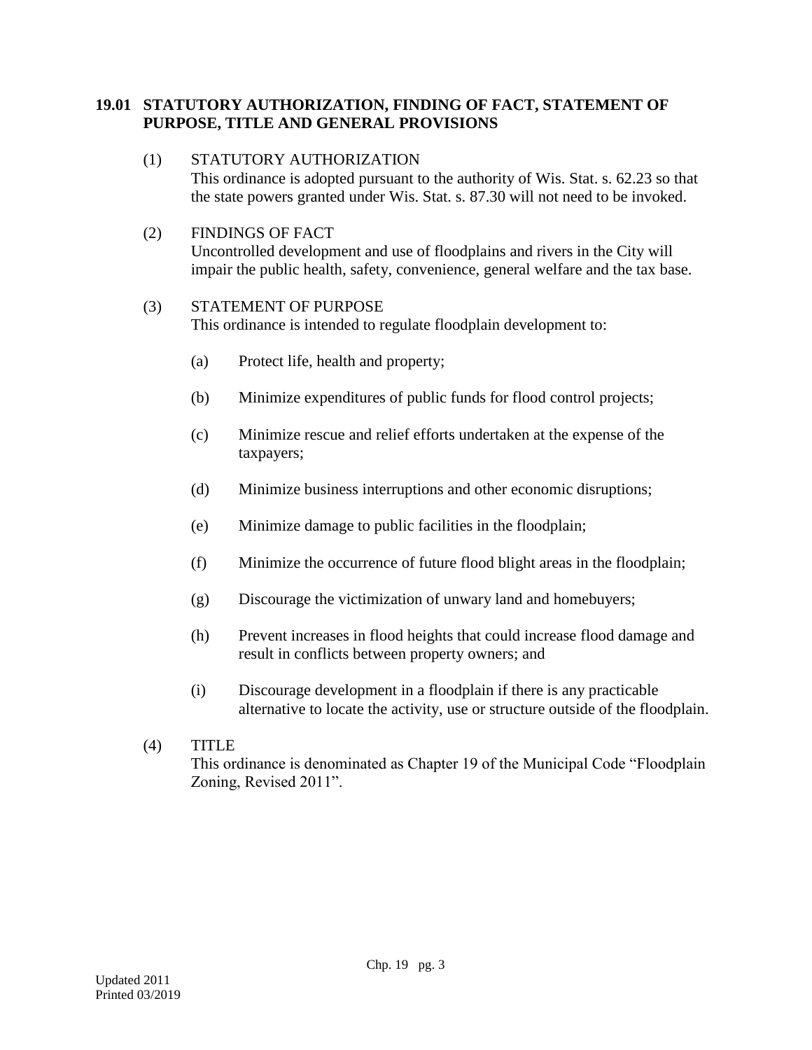## 19.01 STATUTORY AUTHORIZATION, FINDING OF FACT, STATEMENT OF PURPOSE, TITLE AND GENERAL PROVISIONS

(1) STATUTORY AUTHORIZATION
This ordinance is adopted pursuant to the authority of Wis. Stat. s. 62.23 so that the state powers granted under Wis. Stat. s. 87.30 will not need to be invoked.

(2) FINDINGS OF FACT
Uncontrolled development and use of floodplains and rivers in the City will impair the public health, safety, convenience, general welfare and the tax base.

(3) STATEMENT OF PURPOSE
This ordinance is intended to regulate floodplain development to:

(a) Protect life, health and property;

(b) Minimize expenditures of public funds for flood control projects;

(c) Minimize rescue and relief efforts undertaken at the expense of the taxpayers;

(d) Minimize business interruptions and other economic disruptions;

(e) Minimize damage to public facilities in the floodplain;

(f) Minimize the occurrence of future flood blight areas in the floodplain;

(g) Discourage the victimization of unwary land and homebuyers;

(h) Prevent increases in flood heights that could increase flood damage and result in conflicts between property owners; and

(i) Discourage development in a floodplain if there is any practicable alternative to locate the activity, use or structure outside of the floodplain.

(4) TITLE
This ordinance is denominated as Chapter 19 of the Municipal Code "Floodplain Zoning, Revised 2011".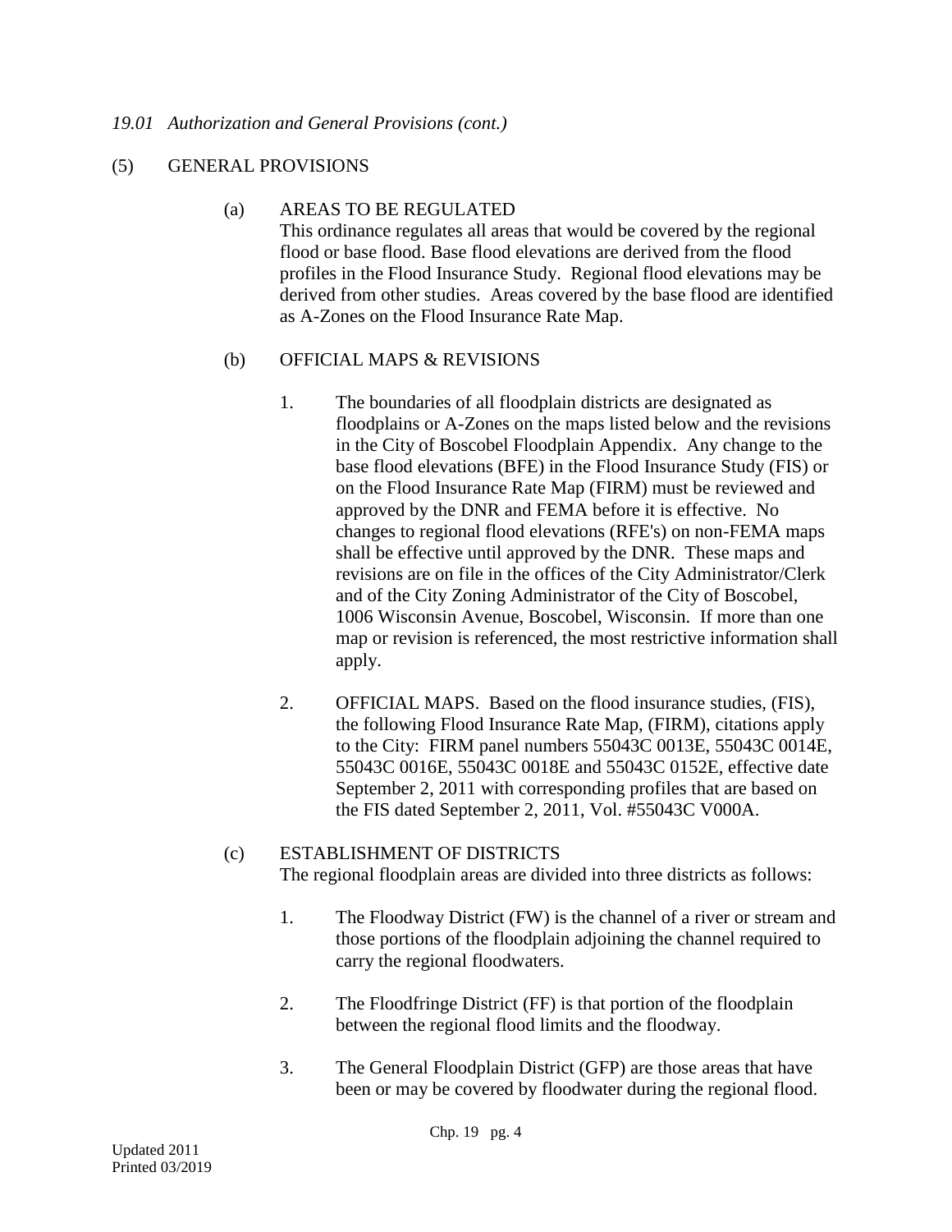*19.01 Authorization and General Provisions (cont.)*

(5) GENERAL PROVISIONS

(a) AREAS TO BE REGULATED
This ordinance regulates all areas that would be covered by the regional flood or base flood. Base flood elevations are derived from the flood profiles in the Flood Insurance Study. Regional flood elevations may be derived from other studies. Areas covered by the base flood are identified as A-Zones on the Flood Insurance Rate Map.

(b) OFFICIAL MAPS & REVISIONS

1. The boundaries of all floodplain districts are designated as floodplains or A-Zones on the maps listed below and the revisions in the City of Boscobel Floodplain Appendix. Any change to the base flood elevations (BFE) in the Flood Insurance Study (FIS) or on the Flood Insurance Rate Map (FIRM) must be reviewed and approved by the DNR and FEMA before it is effective. No changes to regional flood elevations (RFE's) on non-FEMA maps shall be effective until approved by the DNR. These maps and revisions are on file in the offices of the City Administrator/Clerk and of the City Zoning Administrator of the City of Boscobel, 1006 Wisconsin Avenue, Boscobel, Wisconsin. If more than one map or revision is referenced, the most restrictive information shall apply.

2. OFFICIAL MAPS. Based on the flood insurance studies, (FIS), the following Flood Insurance Rate Map, (FIRM), citations apply to the City: FIRM panel numbers 55043C 0013E, 55043C 0014E, 55043C 0016E, 55043C 0018E and 55043C 0152E, effective date September 2, 2011 with corresponding profiles that are based on the FIS dated September 2, 2011, Vol. #55043C V000A.

(c) ESTABLISHMENT OF DISTRICTS
The regional floodplain areas are divided into three districts as follows:

1. The Floodway District (FW) is the channel of a river or stream and those portions of the floodplain adjoining the channel required to carry the regional floodwaters.

2. The Floodfringe District (FF) is that portion of the floodplain between the regional flood limits and the floodway.

3. The General Floodplain District (GFP) are those areas that have been or may be covered by floodwater during the regional flood.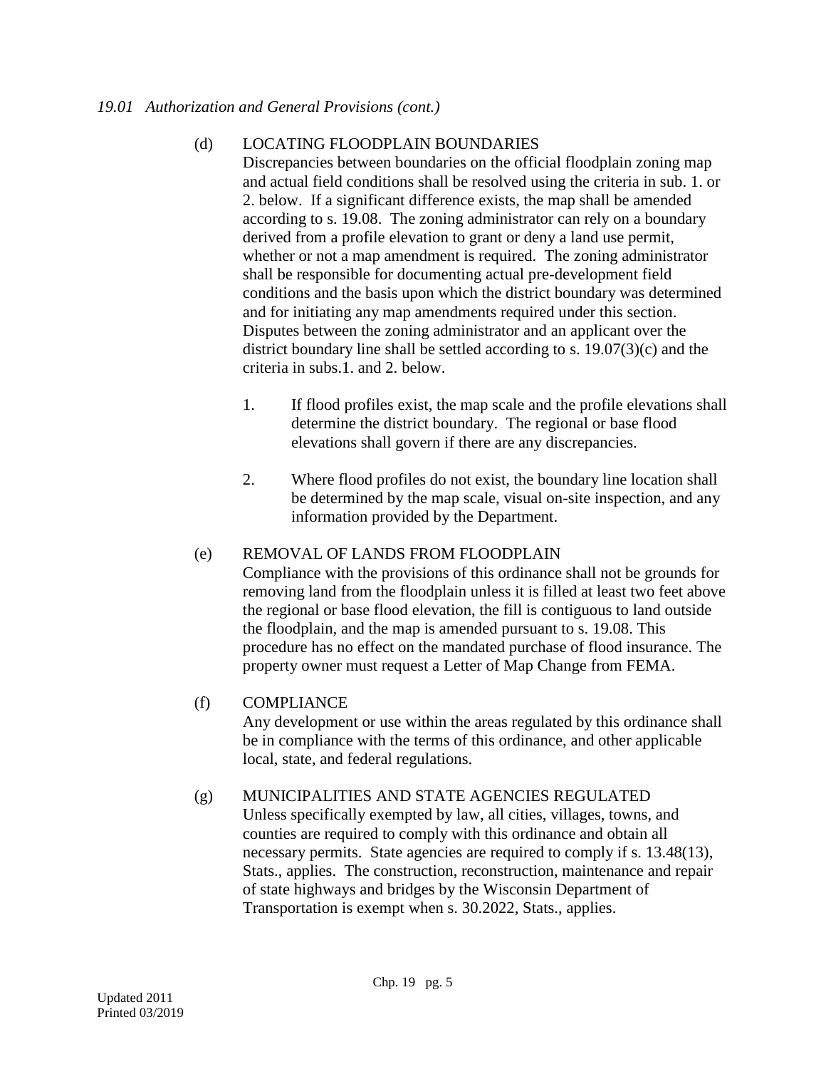*19.01 Authorization and General Provisions (cont.)*

(d) LOCATING FLOODPLAIN BOUNDARIES

Discrepancies between boundaries on the official floodplain zoning map and actual field conditions shall be resolved using the criteria in sub. 1. or 2. below. If a significant difference exists, the map shall be amended according to s. 19.08. The zoning administrator can rely on a boundary derived from a profile elevation to grant or deny a land use permit, whether or not a map amendment is required. The zoning administrator shall be responsible for documenting actual pre-development field conditions and the basis upon which the district boundary was determined and for initiating any map amendments required under this section. Disputes between the zoning administrator and an applicant over the district boundary line shall be settled according to s. 19.07(3)(c) and the criteria in subs.1. and 2. below.

1. If flood profiles exist, the map scale and the profile elevations shall determine the district boundary. The regional or base flood elevations shall govern if there are any discrepancies.

2. Where flood profiles do not exist, the boundary line location shall be determined by the map scale, visual on-site inspection, and any information provided by the Department.

(e) REMOVAL OF LANDS FROM FLOODPLAIN

Compliance with the provisions of this ordinance shall not be grounds for removing land from the floodplain unless it is filled at least two feet above the regional or base flood elevation, the fill is contiguous to land outside the floodplain, and the map is amended pursuant to s. 19.08. This procedure has no effect on the mandated purchase of flood insurance. The property owner must request a Letter of Map Change from FEMA.

(f) COMPLIANCE

Any development or use within the areas regulated by this ordinance shall be in compliance with the terms of this ordinance, and other applicable local, state, and federal regulations.

(g) MUNICIPALITIES AND STATE AGENCIES REGULATED

Unless specifically exempted by law, all cities, villages, towns, and counties are required to comply with this ordinance and obtain all necessary permits. State agencies are required to comply if s. 13.48(13), Stats., applies. The construction, reconstruction, maintenance and repair of state highways and bridges by the Wisconsin Department of Transportation is exempt when s. 30.2022, Stats., applies.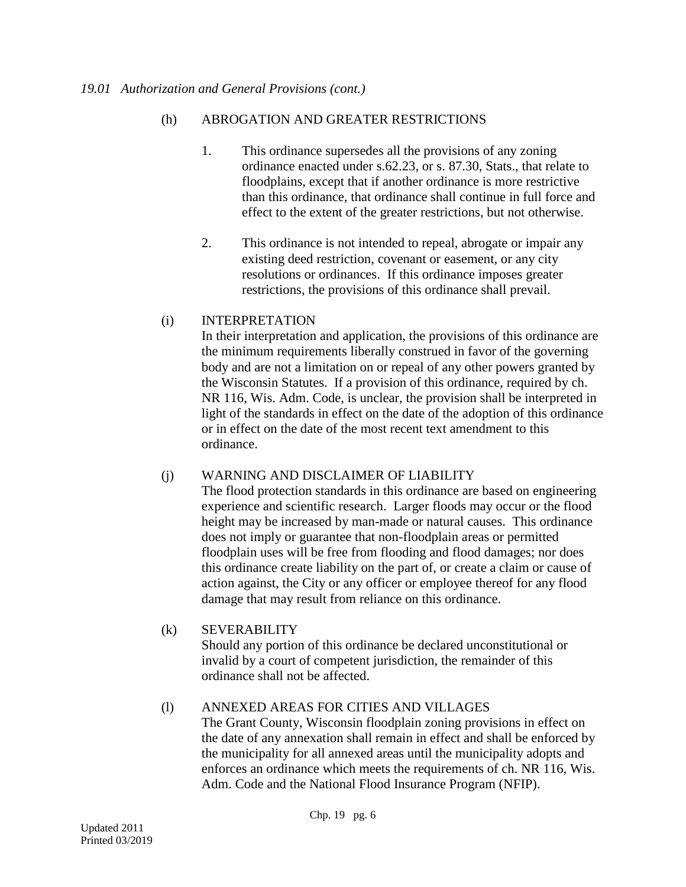*19.01 Authorization and General Provisions (cont.)*

(h) ABROGATION AND GREATER RESTRICTIONS

1. This ordinance supersedes all the provisions of any zoning ordinance enacted under s.62.23, or s. 87.30, Stats., that relate to floodplains, except that if another ordinance is more restrictive than this ordinance, that ordinance shall continue in full force and effect to the extent of the greater restrictions, but not otherwise.

2. This ordinance is not intended to repeal, abrogate or impair any existing deed restriction, covenant or easement, or any city resolutions or ordinances. If this ordinance imposes greater restrictions, the provisions of this ordinance shall prevail.

(i) INTERPRETATION

In their interpretation and application, the provisions of this ordinance are the minimum requirements liberally construed in favor of the governing body and are not a limitation on or repeal of any other powers granted by the Wisconsin Statutes. If a provision of this ordinance, required by ch. NR 116, Wis. Adm. Code, is unclear, the provision shall be interpreted in light of the standards in effect on the date of the adoption of this ordinance or in effect on the date of the most recent text amendment to this ordinance.

(j) WARNING AND DISCLAIMER OF LIABILITY

The flood protection standards in this ordinance are based on engineering experience and scientific research. Larger floods may occur or the flood height may be increased by man-made or natural causes. This ordinance does not imply or guarantee that non-floodplain areas or permitted floodplain uses will be free from flooding and flood damages; nor does this ordinance create liability on the part of, or create a claim or cause of action against, the City or any officer or employee thereof for any flood damage that may result from reliance on this ordinance.

(k) SEVERABILITY

Should any portion of this ordinance be declared unconstitutional or invalid by a court of competent jurisdiction, the remainder of this ordinance shall not be affected.

(l) ANNEXED AREAS FOR CITIES AND VILLAGES

The Grant County, Wisconsin floodplain zoning provisions in effect on the date of any annexation shall remain in effect and shall be enforced by the municipality for all annexed areas until the municipality adopts and enforces an ordinance which meets the requirements of ch. NR 116, Wis. Adm. Code and the National Flood Insurance Program (NFIP).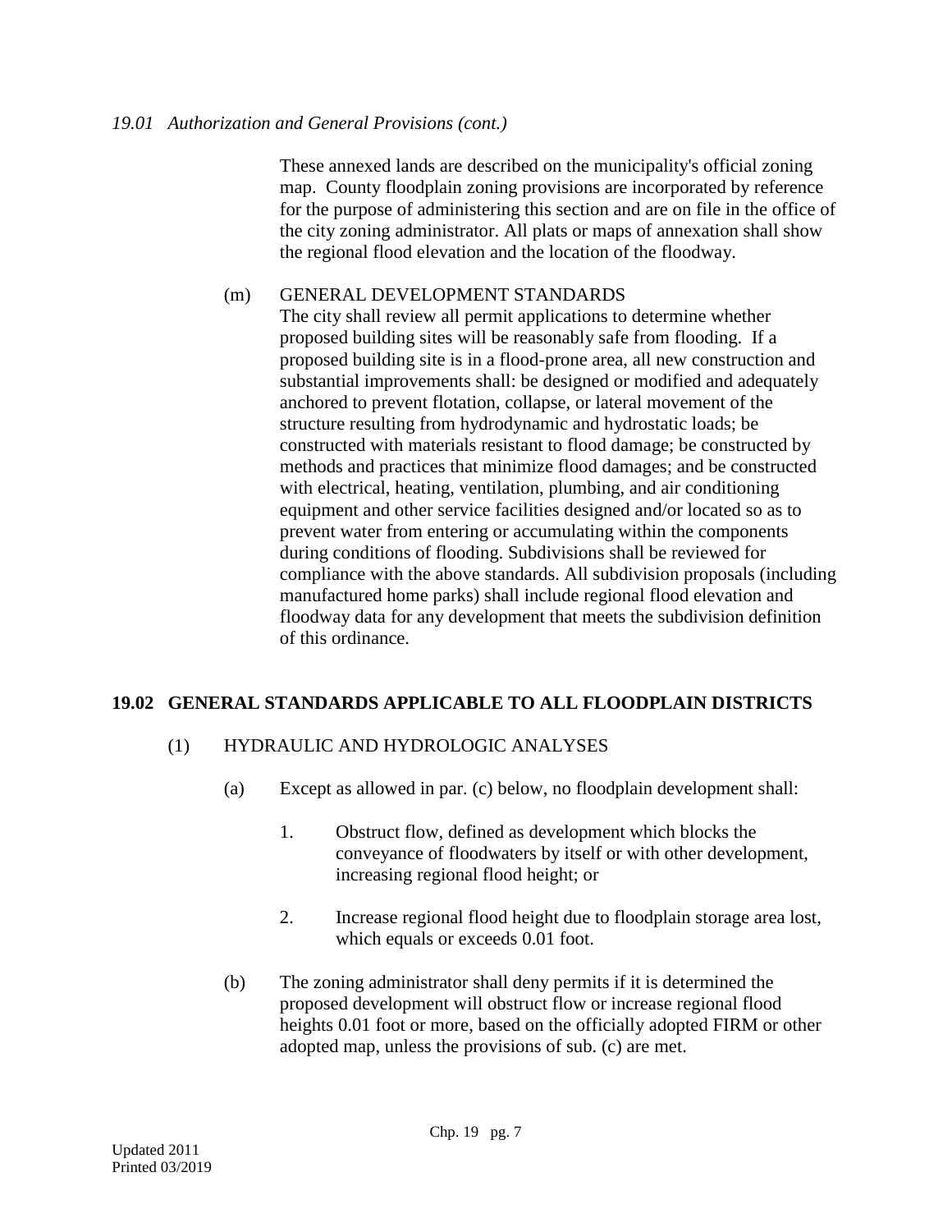*19.01 Authorization and General Provisions (cont.)*

These annexed lands are described on the municipality's official zoning map. County floodplain zoning provisions are incorporated by reference for the purpose of administering this section and are on file in the office of the city zoning administrator. All plats or maps of annexation shall show the regional flood elevation and the location of the floodway.

(m) GENERAL DEVELOPMENT STANDARDS
The city shall review all permit applications to determine whether proposed building sites will be reasonably safe from flooding. If a proposed building site is in a flood-prone area, all new construction and substantial improvements shall: be designed or modified and adequately anchored to prevent flotation, collapse, or lateral movement of the structure resulting from hydrodynamic and hydrostatic loads; be constructed with materials resistant to flood damage; be constructed by methods and practices that minimize flood damages; and be constructed with electrical, heating, ventilation, plumbing, and air conditioning equipment and other service facilities designed and/or located so as to prevent water from entering or accumulating within the components during conditions of flooding. Subdivisions shall be reviewed for compliance with the above standards. All subdivision proposals (including manufactured home parks) shall include regional flood elevation and floodway data for any development that meets the subdivision definition of this ordinance.

## 19.02 GENERAL STANDARDS APPLICABLE TO ALL FLOODPLAIN DISTRICTS

(1) HYDRAULIC AND HYDROLOGIC ANALYSES

(a) Except as allowed in par. (c) below, no floodplain development shall:

1. Obstruct flow, defined as development which blocks the conveyance of floodwaters by itself or with other development, increasing regional flood height; or

2. Increase regional flood height due to floodplain storage area lost, which equals or exceeds 0.01 foot.

(b) The zoning administrator shall deny permits if it is determined the proposed development will obstruct flow or increase regional flood heights 0.01 foot or more, based on the officially adopted FIRM or other adopted map, unless the provisions of sub. (c) are met.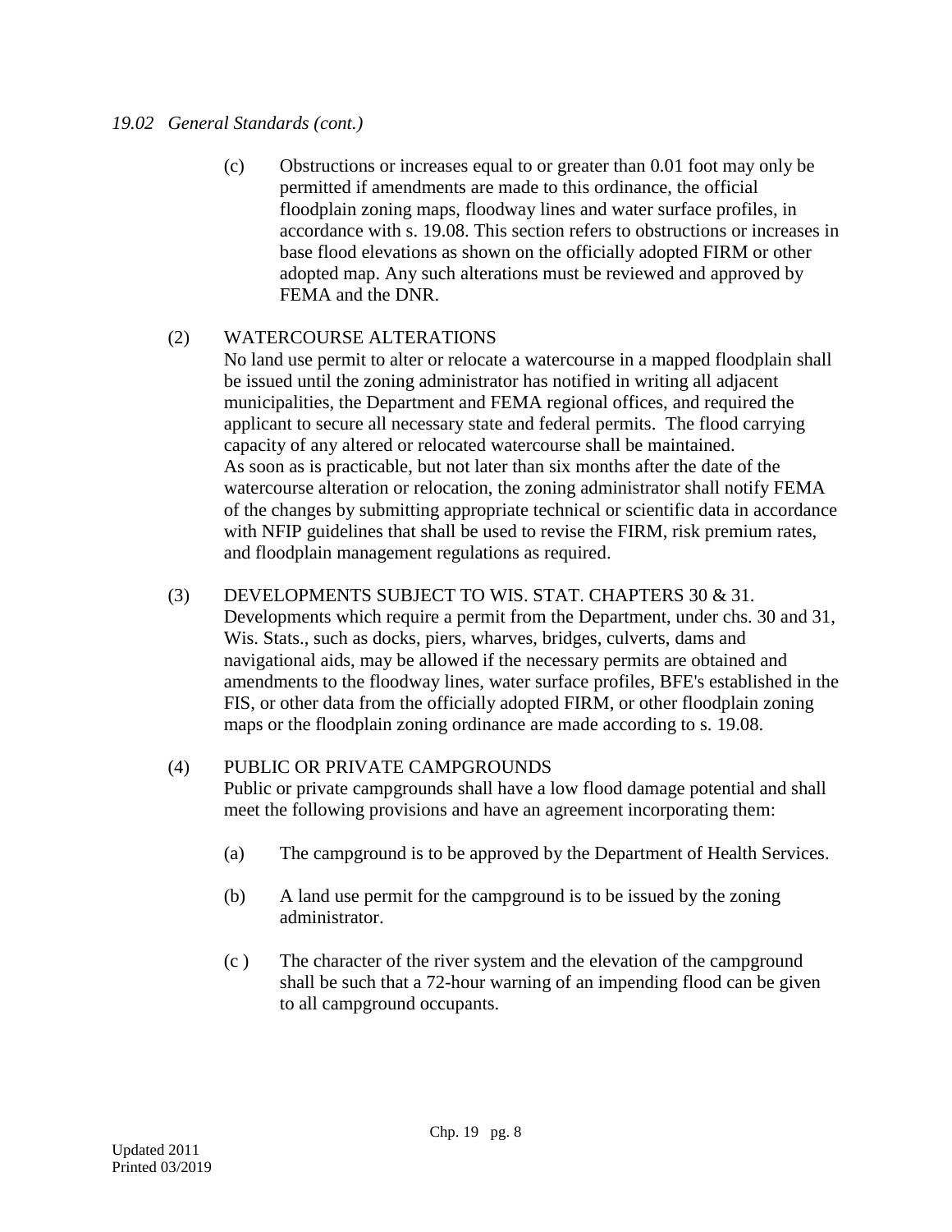*19.02 General Standards (cont.)*

(c) Obstructions or increases equal to or greater than 0.01 foot may only be permitted if amendments are made to this ordinance, the official floodplain zoning maps, floodway lines and water surface profiles, in accordance with s. 19.08. This section refers to obstructions or increases in base flood elevations as shown on the officially adopted FIRM or other adopted map. Any such alterations must be reviewed and approved by FEMA and the DNR.

(2) WATERCOURSE ALTERATIONS
No land use permit to alter or relocate a watercourse in a mapped floodplain shall be issued until the zoning administrator has notified in writing all adjacent municipalities, the Department and FEMA regional offices, and required the applicant to secure all necessary state and federal permits. The flood carrying capacity of any altered or relocated watercourse shall be maintained.
As soon as is practicable, but not later than six months after the date of the watercourse alteration or relocation, the zoning administrator shall notify FEMA of the changes by submitting appropriate technical or scientific data in accordance with NFIP guidelines that shall be used to revise the FIRM, risk premium rates, and floodplain management regulations as required.

(3) DEVELOPMENTS SUBJECT TO WIS. STAT. CHAPTERS 30 & 31.
Developments which require a permit from the Department, under chs. 30 and 31, Wis. Stats., such as docks, piers, wharves, bridges, culverts, dams and navigational aids, may be allowed if the necessary permits are obtained and amendments to the floodway lines, water surface profiles, BFE's established in the FIS, or other data from the officially adopted FIRM, or other floodplain zoning maps or the floodplain zoning ordinance are made according to s. 19.08.

(4) PUBLIC OR PRIVATE CAMPGROUNDS
Public or private campgrounds shall have a low flood damage potential and shall meet the following provisions and have an agreement incorporating them:

(a) The campground is to be approved by the Department of Health Services.

(b) A land use permit for the campground is to be issued by the zoning administrator.

(c ) The character of the river system and the elevation of the campground shall be such that a 72-hour warning of an impending flood can be given to all campground occupants.

Updated 2011
Printed 03/2019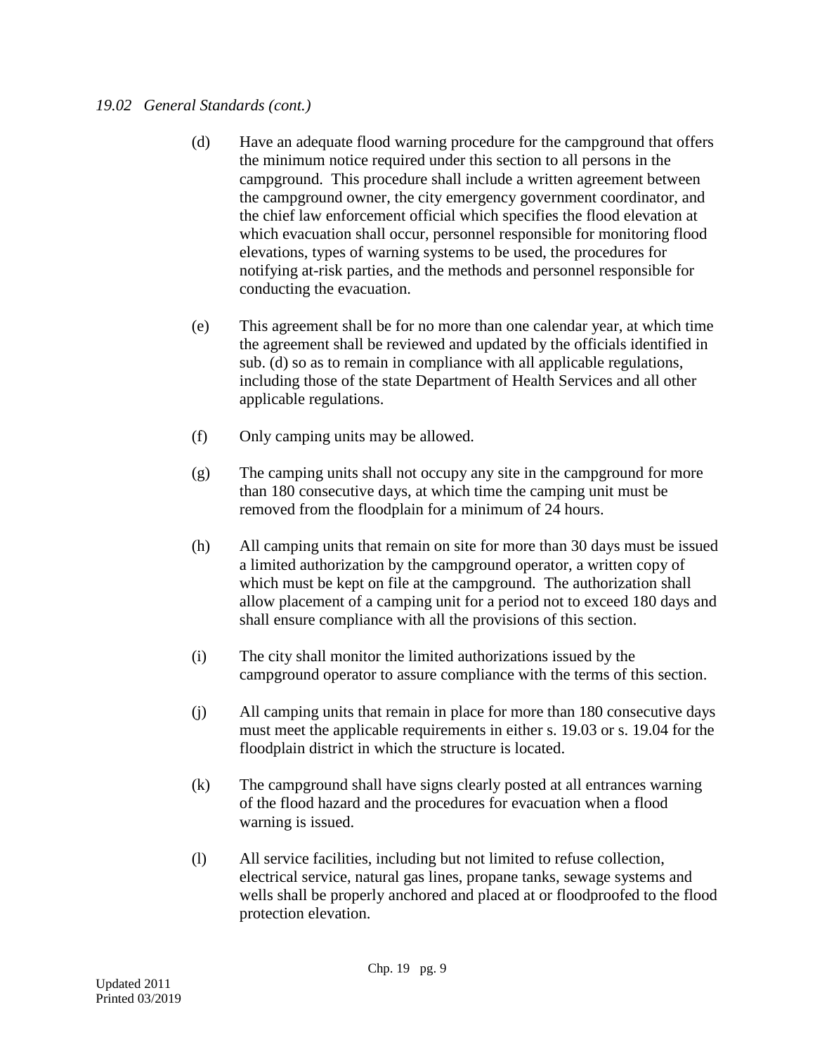*19.02 General Standards (cont.)*

(d) Have an adequate flood warning procedure for the campground that offers the minimum notice required under this section to all persons in the campground. This procedure shall include a written agreement between the campground owner, the city emergency government coordinator, and the chief law enforcement official which specifies the flood elevation at which evacuation shall occur, personnel responsible for monitoring flood elevations, types of warning systems to be used, the procedures for notifying at-risk parties, and the methods and personnel responsible for conducting the evacuation.

(e) This agreement shall be for no more than one calendar year, at which time the agreement shall be reviewed and updated by the officials identified in sub. (d) so as to remain in compliance with all applicable regulations, including those of the state Department of Health Services and all other applicable regulations.

(f) Only camping units may be allowed.

(g) The camping units shall not occupy any site in the campground for more than 180 consecutive days, at which time the camping unit must be removed from the floodplain for a minimum of 24 hours.

(h) All camping units that remain on site for more than 30 days must be issued a limited authorization by the campground operator, a written copy of which must be kept on file at the campground. The authorization shall allow placement of a camping unit for a period not to exceed 180 days and shall ensure compliance with all the provisions of this section.

(i) The city shall monitor the limited authorizations issued by the campground operator to assure compliance with the terms of this section.

(j) All camping units that remain in place for more than 180 consecutive days must meet the applicable requirements in either s. 19.03 or s. 19.04 for the floodplain district in which the structure is located.

(k) The campground shall have signs clearly posted at all entrances warning of the flood hazard and the procedures for evacuation when a flood warning is issued.

(l) All service facilities, including but not limited to refuse collection, electrical service, natural gas lines, propane tanks, sewage systems and wells shall be properly anchored and placed at or floodproofed to the flood protection elevation.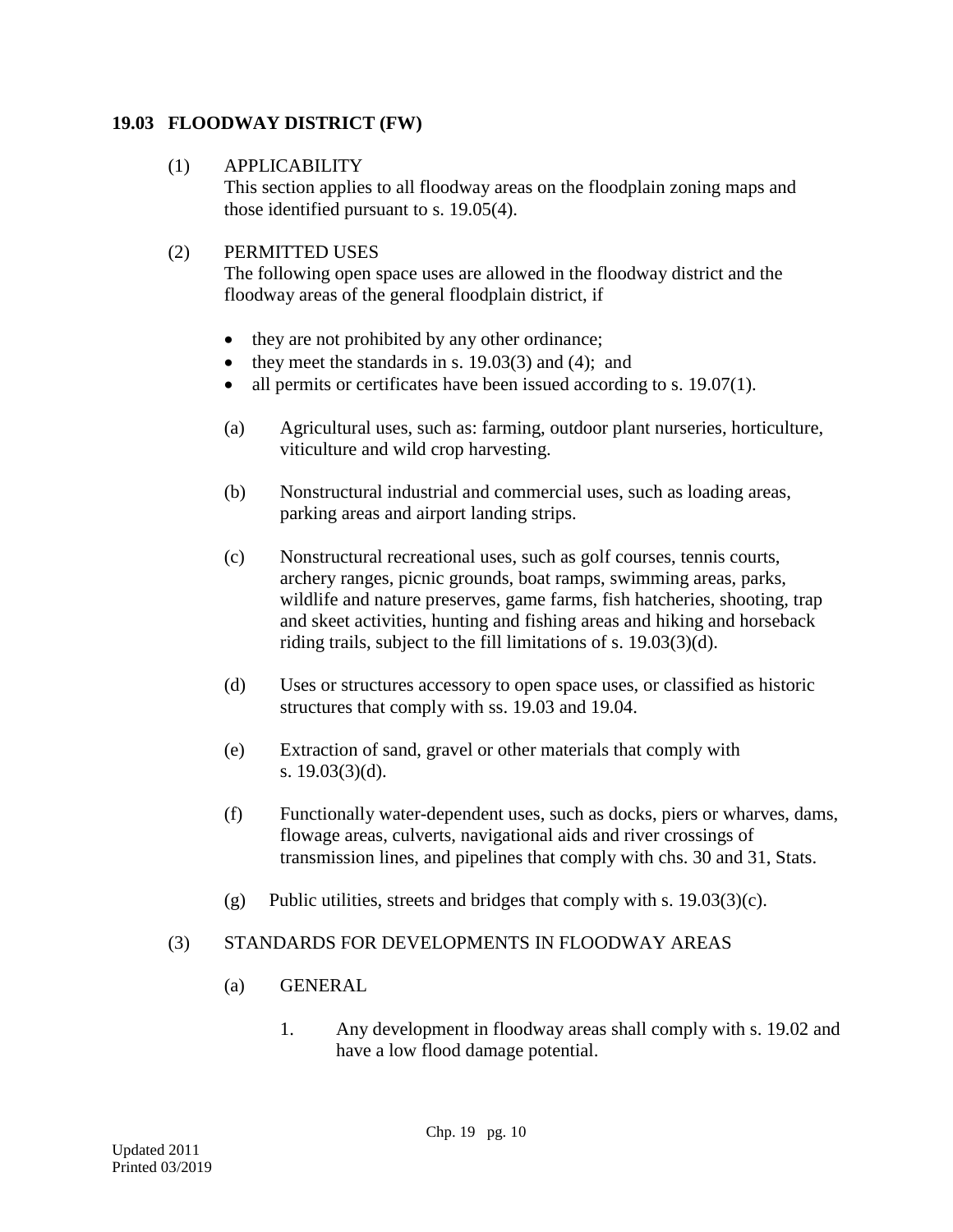## 19.03 FLOODWAY DISTRICT (FW)

(1) APPLICABILITY

This section applies to all floodway areas on the floodplain zoning maps and those identified pursuant to s. 19.05(4).

(2) PERMITTED USES

The following open space uses are allowed in the floodway district and the floodway areas of the general floodplain district, if

- they are not prohibited by any other ordinance;
- they meet the standards in s. 19.03(3) and (4); and
- all permits or certificates have been issued according to s. 19.07(1).

(a) Agricultural uses, such as: farming, outdoor plant nurseries, horticulture, viticulture and wild crop harvesting.

(b) Nonstructural industrial and commercial uses, such as loading areas, parking areas and airport landing strips.

(c) Nonstructural recreational uses, such as golf courses, tennis courts, archery ranges, picnic grounds, boat ramps, swimming areas, parks, wildlife and nature preserves, game farms, fish hatcheries, shooting, trap and skeet activities, hunting and fishing areas and hiking and horseback riding trails, subject to the fill limitations of s. 19.03(3)(d).

(d) Uses or structures accessory to open space uses, or classified as historic structures that comply with ss. 19.03 and 19.04.

(e) Extraction of sand, gravel or other materials that comply with s. 19.03(3)(d).

(f) Functionally water-dependent uses, such as docks, piers or wharves, dams, flowage areas, culverts, navigational aids and river crossings of transmission lines, and pipelines that comply with chs. 30 and 31, Stats.

(g) Public utilities, streets and bridges that comply with s. 19.03(3)(c).

(3) STANDARDS FOR DEVELOPMENTS IN FLOODWAY AREAS

(a) GENERAL

1. Any development in floodway areas shall comply with s. 19.02 and have a low flood damage potential.

Updated 2011
Printed 03/2019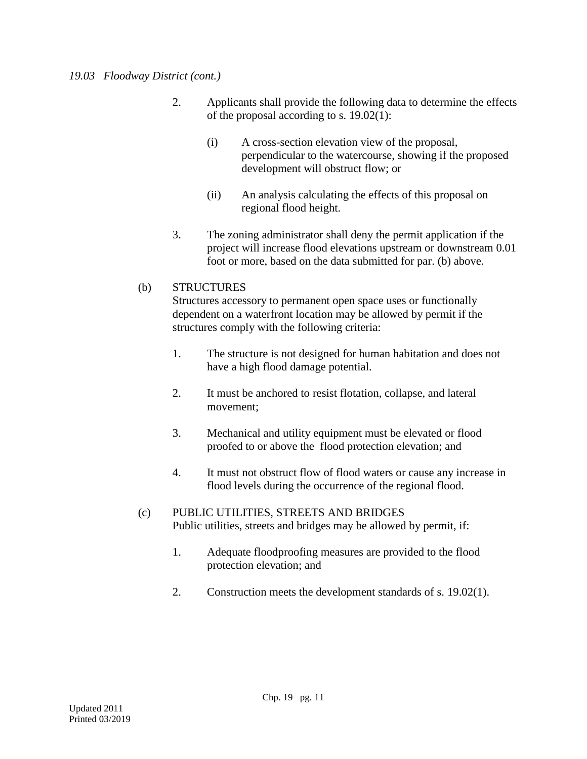*19.03 Floodway District (cont.)*

2. Applicants shall provide the following data to determine the effects of the proposal according to s. 19.02(1):

   (i) A cross-section elevation view of the proposal, perpendicular to the watercourse, showing if the proposed development will obstruct flow; or

   (ii) An analysis calculating the effects of this proposal on regional flood height.

3. The zoning administrator shall deny the permit application if the project will increase flood elevations upstream or downstream 0.01 foot or more, based on the data submitted for par. (b) above.

(b) STRUCTURES
Structures accessory to permanent open space uses or functionally dependent on a waterfront location may be allowed by permit if the structures comply with the following criteria:

1. The structure is not designed for human habitation and does not have a high flood damage potential.

2. It must be anchored to resist flotation, collapse, and lateral movement;

3. Mechanical and utility equipment must be elevated or flood proofed to or above the flood protection elevation; and

4. It must not obstruct flow of flood waters or cause any increase in flood levels during the occurrence of the regional flood.

(c) PUBLIC UTILITIES, STREETS AND BRIDGES
Public utilities, streets and bridges may be allowed by permit, if:

1. Adequate floodproofing measures are provided to the flood protection elevation; and

2. Construction meets the development standards of s. 19.02(1).

Updated 2011
Printed 03/2019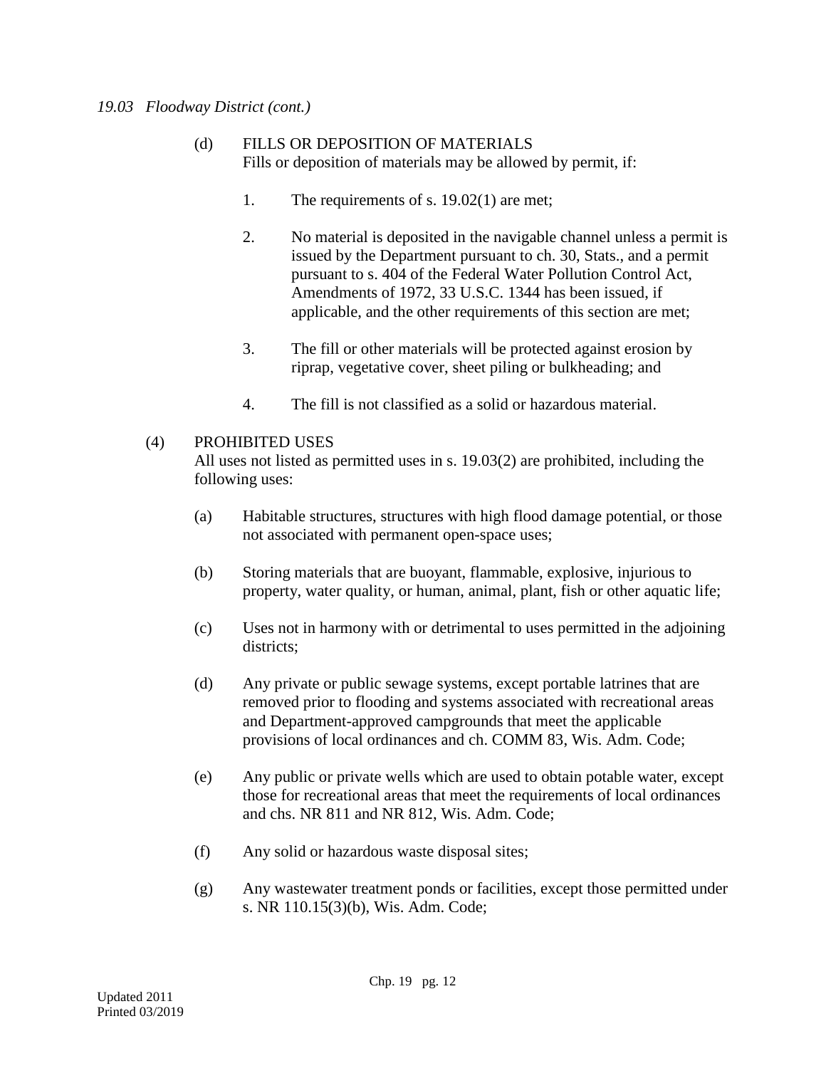*19.03 Floodway District (cont.)*

(d) FILLS OR DEPOSITION OF MATERIALS
Fills or deposition of materials may be allowed by permit, if:

1. The requirements of s. 19.02(1) are met;

2. No material is deposited in the navigable channel unless a permit is issued by the Department pursuant to ch. 30, Stats., and a permit pursuant to s. 404 of the Federal Water Pollution Control Act, Amendments of 1972, 33 U.S.C. 1344 has been issued, if applicable, and the other requirements of this section are met;

3. The fill or other materials will be protected against erosion by riprap, vegetative cover, sheet piling or bulkheading; and

4. The fill is not classified as a solid or hazardous material.

(4) PROHIBITED USES
All uses not listed as permitted uses in s. 19.03(2) are prohibited, including the following uses:

(a) Habitable structures, structures with high flood damage potential, or those not associated with permanent open-space uses;

(b) Storing materials that are buoyant, flammable, explosive, injurious to property, water quality, or human, animal, plant, fish or other aquatic life;

(c) Uses not in harmony with or detrimental to uses permitted in the adjoining districts;

(d) Any private or public sewage systems, except portable latrines that are removed prior to flooding and systems associated with recreational areas and Department-approved campgrounds that meet the applicable provisions of local ordinances and ch. COMM 83, Wis. Adm. Code;

(e) Any public or private wells which are used to obtain potable water, except those for recreational areas that meet the requirements of local ordinances and chs. NR 811 and NR 812, Wis. Adm. Code;

(f) Any solid or hazardous waste disposal sites;

(g) Any wastewater treatment ponds or facilities, except those permitted under s. NR 110.15(3)(b), Wis. Adm. Code;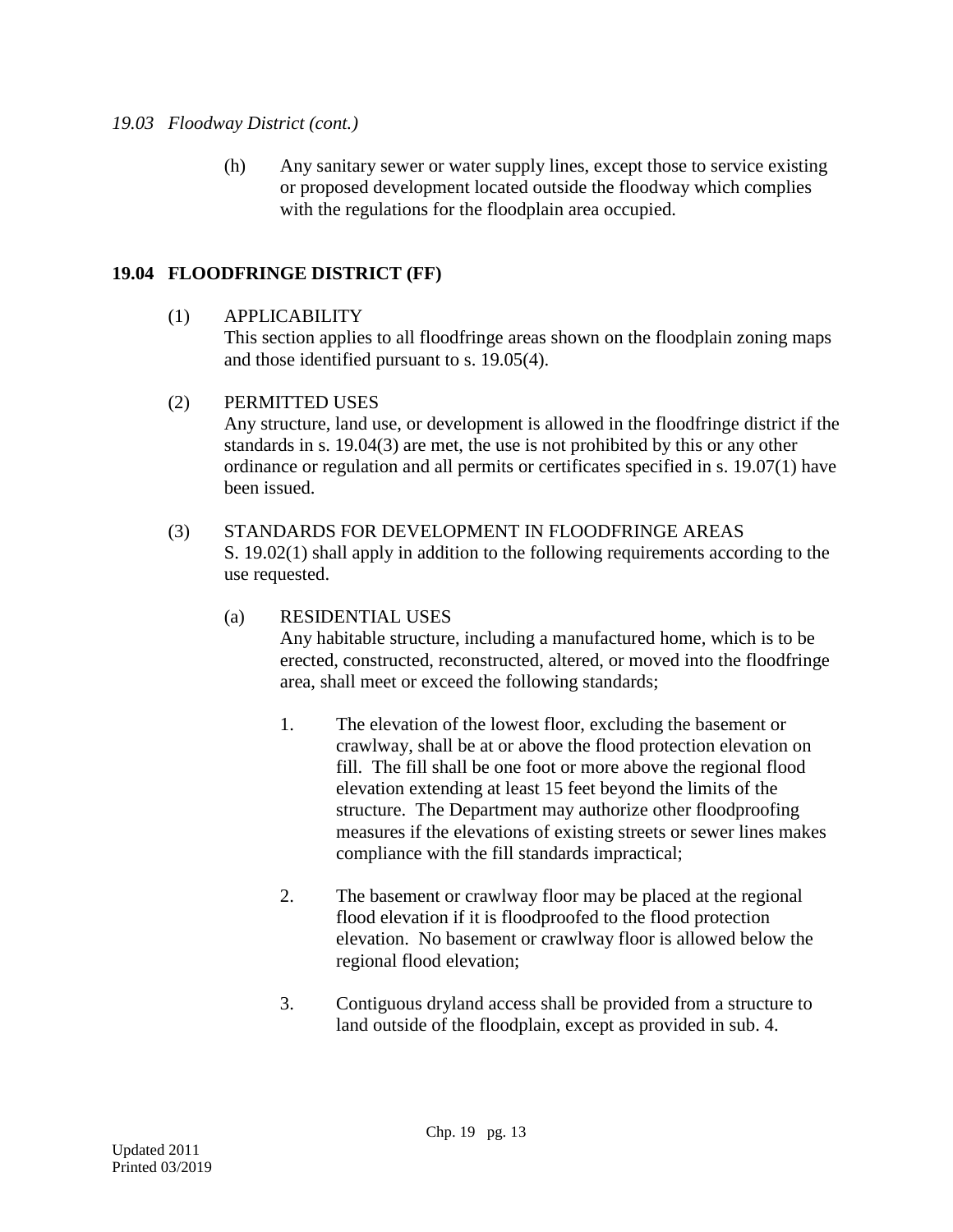*19.03 Floodway District (cont.)*

(h) Any sanitary sewer or water supply lines, except those to service existing or proposed development located outside the floodway which complies with the regulations for the floodplain area occupied.

## 19.04 FLOODFRINGE DISTRICT (FF)

(1) APPLICABILITY
This section applies to all floodfringe areas shown on the floodplain zoning maps and those identified pursuant to s. 19.05(4).

(2) PERMITTED USES
Any structure, land use, or development is allowed in the floodfringe district if the standards in s. 19.04(3) are met, the use is not prohibited by this or any other ordinance or regulation and all permits or certificates specified in s. 19.07(1) have been issued.

(3) STANDARDS FOR DEVELOPMENT IN FLOODFRINGE AREAS
S. 19.02(1) shall apply in addition to the following requirements according to the use requested.

(a) RESIDENTIAL USES
Any habitable structure, including a manufactured home, which is to be erected, constructed, reconstructed, altered, or moved into the floodfringe area, shall meet or exceed the following standards;

1. The elevation of the lowest floor, excluding the basement or crawlway, shall be at or above the flood protection elevation on fill. The fill shall be one foot or more above the regional flood elevation extending at least 15 feet beyond the limits of the structure. The Department may authorize other floodproofing measures if the elevations of existing streets or sewer lines makes compliance with the fill standards impractical;

2. The basement or crawlway floor may be placed at the regional flood elevation if it is floodproofed to the flood protection elevation. No basement or crawlway floor is allowed below the regional flood elevation;

3. Contiguous dryland access shall be provided from a structure to land outside of the floodplain, except as provided in sub. 4.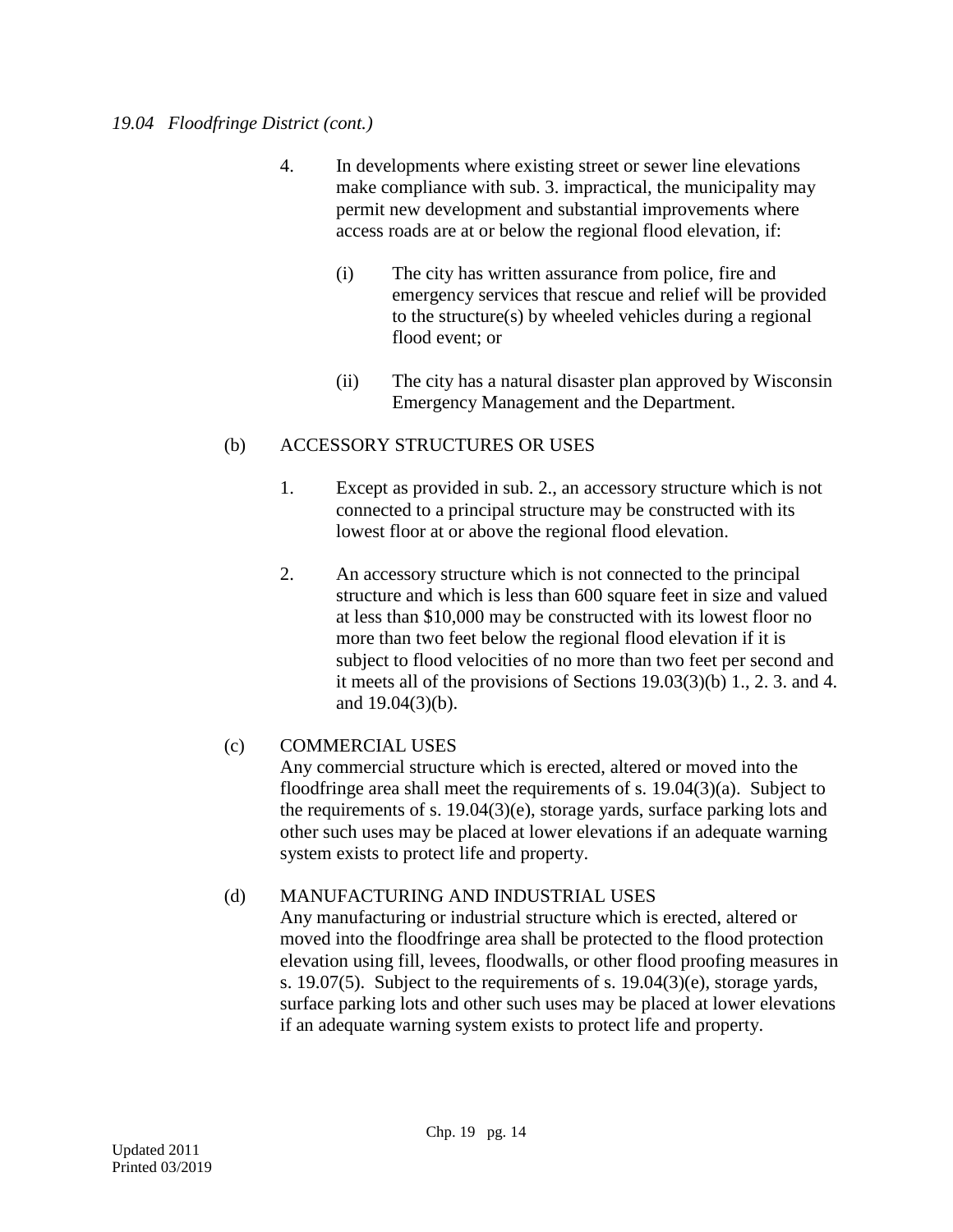*19.04 Floodfringe District (cont.)*

4. In developments where existing street or sewer line elevations make compliance with sub. 3. impractical, the municipality may permit new development and substantial improvements where access roads are at or below the regional flood elevation, if:

   (i) The city has written assurance from police, fire and emergency services that rescue and relief will be provided to the structure(s) by wheeled vehicles during a regional flood event; or

   (ii) The city has a natural disaster plan approved by Wisconsin Emergency Management and the Department.

(b) ACCESSORY STRUCTURES OR USES

1. Except as provided in sub. 2., an accessory structure which is not connected to a principal structure may be constructed with its lowest floor at or above the regional flood elevation.

2. An accessory structure which is not connected to the principal structure and which is less than 600 square feet in size and valued at less than $10,000 may be constructed with its lowest floor no more than two feet below the regional flood elevation if it is subject to flood velocities of no more than two feet per second and it meets all of the provisions of Sections 19.03(3)(b) 1., 2. 3. and 4. and 19.04(3)(b).

(c) COMMERCIAL USES
Any commercial structure which is erected, altered or moved into the floodfringe area shall meet the requirements of s. 19.04(3)(a). Subject to the requirements of s. 19.04(3)(e), storage yards, surface parking lots and other such uses may be placed at lower elevations if an adequate warning system exists to protect life and property.

(d) MANUFACTURING AND INDUSTRIAL USES
Any manufacturing or industrial structure which is erected, altered or moved into the floodfringe area shall be protected to the flood protection elevation using fill, levees, floodwalls, or other flood proofing measures in s. 19.07(5). Subject to the requirements of s. 19.04(3)(e), storage yards, surface parking lots and other such uses may be placed at lower elevations if an adequate warning system exists to protect life and property.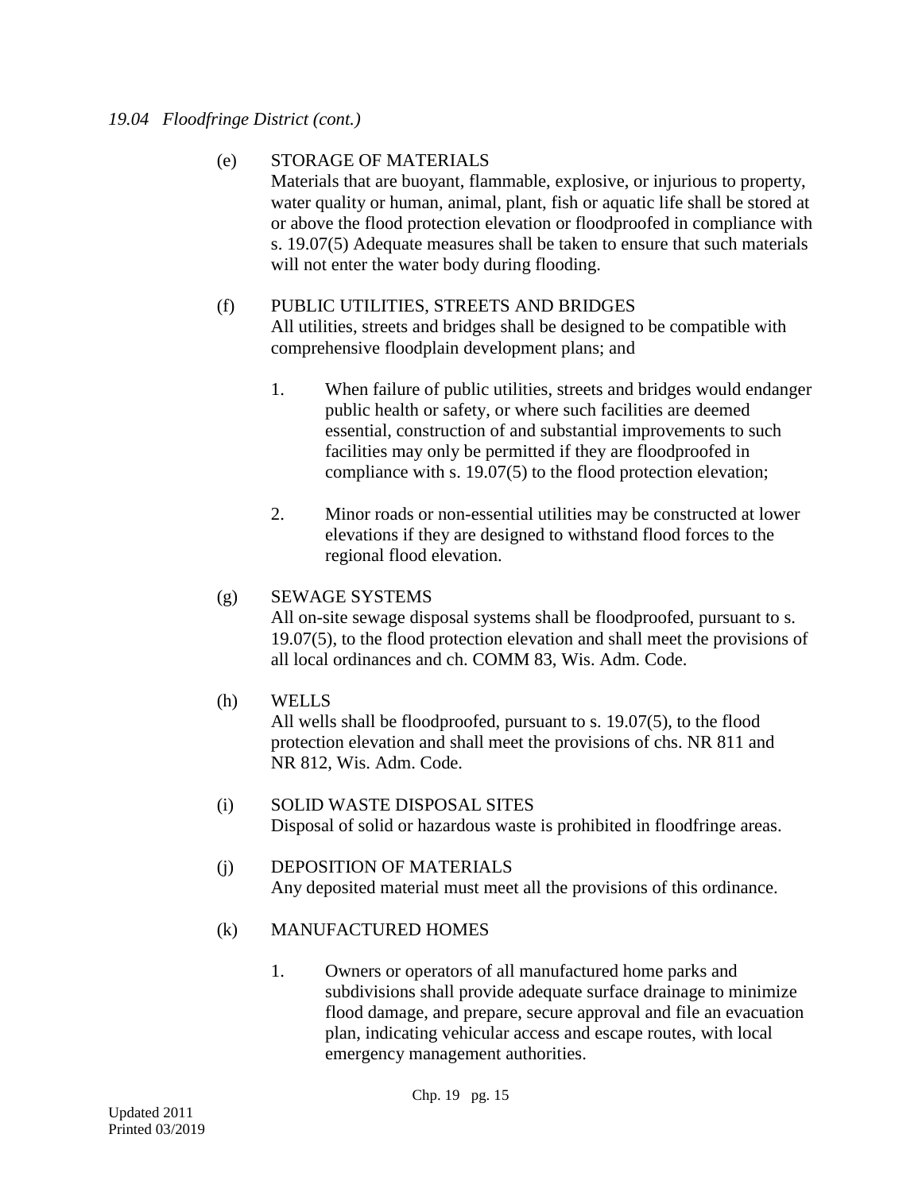*19.04 Floodfringe District (cont.)*

(e) STORAGE OF MATERIALS
Materials that are buoyant, flammable, explosive, or injurious to property, water quality or human, animal, plant, fish or aquatic life shall be stored at or above the flood protection elevation or floodproofed in compliance with s. 19.07(5) Adequate measures shall be taken to ensure that such materials will not enter the water body during flooding.

(f) PUBLIC UTILITIES, STREETS AND BRIDGES
All utilities, streets and bridges shall be designed to be compatible with comprehensive floodplain development plans; and

1. When failure of public utilities, streets and bridges would endanger public health or safety, or where such facilities are deemed essential, construction of and substantial improvements to such facilities may only be permitted if they are floodproofed in compliance with s. 19.07(5) to the flood protection elevation;

2. Minor roads or non-essential utilities may be constructed at lower elevations if they are designed to withstand flood forces to the regional flood elevation.

(g) SEWAGE SYSTEMS
All on-site sewage disposal systems shall be floodproofed, pursuant to s. 19.07(5), to the flood protection elevation and shall meet the provisions of all local ordinances and ch. COMM 83, Wis. Adm. Code.

(h) WELLS
All wells shall be floodproofed, pursuant to s. 19.07(5), to the flood protection elevation and shall meet the provisions of chs. NR 811 and NR 812, Wis. Adm. Code.

(i) SOLID WASTE DISPOSAL SITES
Disposal of solid or hazardous waste is prohibited in floodfringe areas.

(j) DEPOSITION OF MATERIALS
Any deposited material must meet all the provisions of this ordinance.

(k) MANUFACTURED HOMES

1. Owners or operators of all manufactured home parks and subdivisions shall provide adequate surface drainage to minimize flood damage, and prepare, secure approval and file an evacuation plan, indicating vehicular access and escape routes, with local emergency management authorities.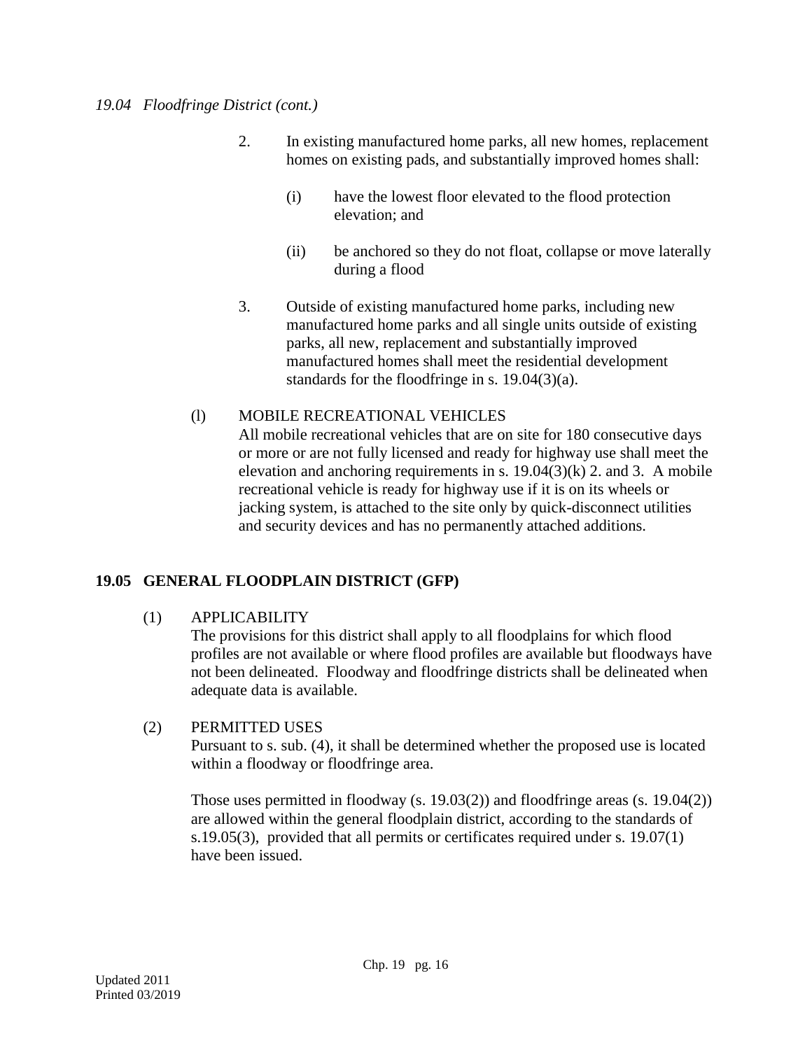*19.04 Floodfringe District (cont.)*

2. In existing manufactured home parks, all new homes, replacement homes on existing pads, and substantially improved homes shall:

   (i) have the lowest floor elevated to the flood protection elevation; and

   (ii) be anchored so they do not float, collapse or move laterally during a flood

3. Outside of existing manufactured home parks, including new manufactured home parks and all single units outside of existing parks, all new, replacement and substantially improved manufactured homes shall meet the residential development standards for the floodfringe in s. 19.04(3)(a).

(l) MOBILE RECREATIONAL VEHICLES
All mobile recreational vehicles that are on site for 180 consecutive days or more or are not fully licensed and ready for highway use shall meet the elevation and anchoring requirements in s. 19.04(3)(k) 2. and 3. A mobile recreational vehicle is ready for highway use if it is on its wheels or jacking system, is attached to the site only by quick-disconnect utilities and security devices and has no permanently attached additions.

## 19.05 GENERAL FLOODPLAIN DISTRICT (GFP)

(1) APPLICABILITY
The provisions for this district shall apply to all floodplains for which flood profiles are not available or where flood profiles are available but floodways have not been delineated. Floodway and floodfringe districts shall be delineated when adequate data is available.

(2) PERMITTED USES
Pursuant to s. sub. (4), it shall be determined whether the proposed use is located within a floodway or floodfringe area.

Those uses permitted in floodway (s. 19.03(2)) and floodfringe areas (s. 19.04(2)) are allowed within the general floodplain district, according to the standards of s.19.05(3), provided that all permits or certificates required under s. 19.07(1) have been issued.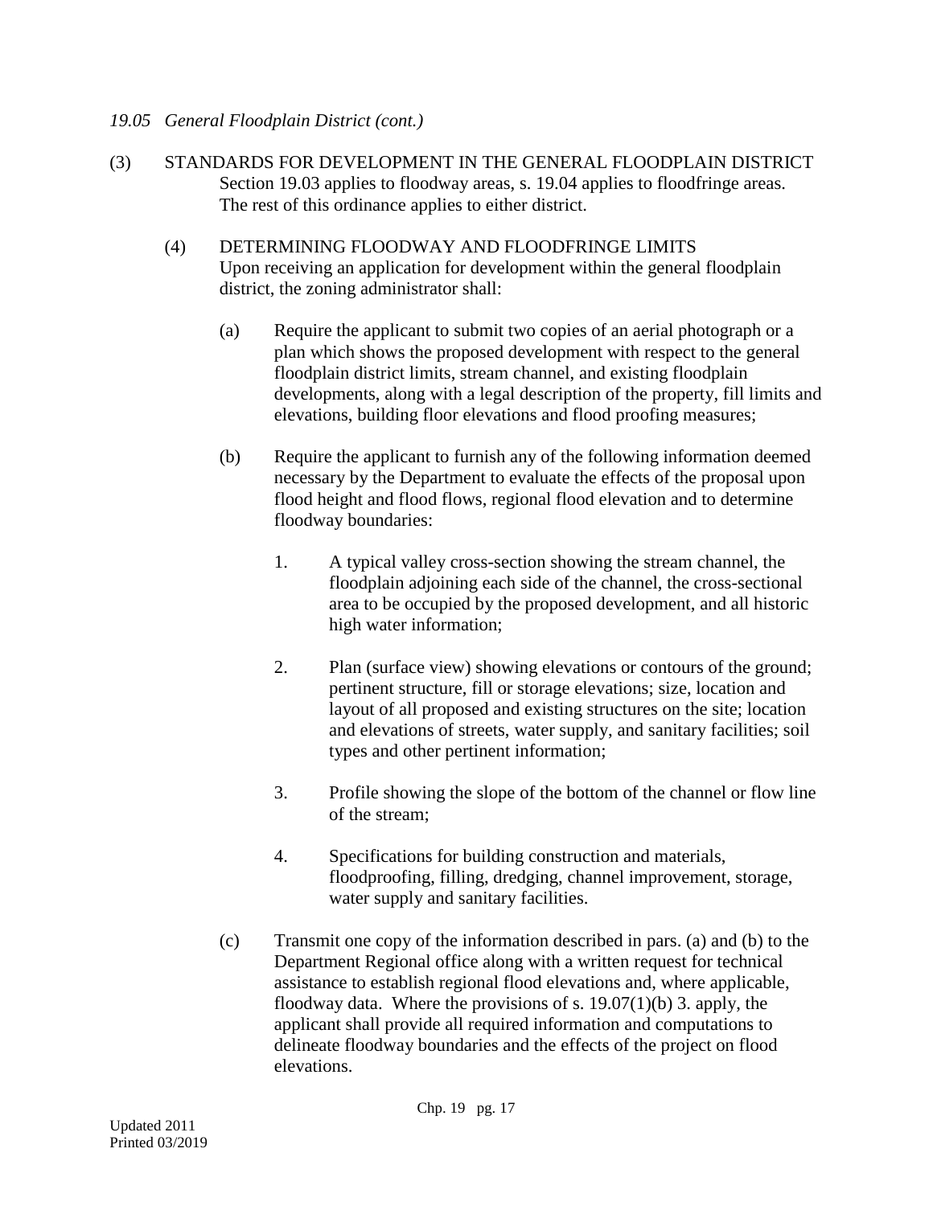*19.05 General Floodplain District (cont.)*

(3) STANDARDS FOR DEVELOPMENT IN THE GENERAL FLOODPLAIN DISTRICT
Section 19.03 applies to floodway areas, s. 19.04 applies to floodfringe areas. The rest of this ordinance applies to either district.

(4) DETERMINING FLOODWAY AND FLOODFRINGE LIMITS
Upon receiving an application for development within the general floodplain district, the zoning administrator shall:

(a) Require the applicant to submit two copies of an aerial photograph or a plan which shows the proposed development with respect to the general floodplain district limits, stream channel, and existing floodplain developments, along with a legal description of the property, fill limits and elevations, building floor elevations and flood proofing measures;

(b) Require the applicant to furnish any of the following information deemed necessary by the Department to evaluate the effects of the proposal upon flood height and flood flows, regional flood elevation and to determine floodway boundaries:

1. A typical valley cross-section showing the stream channel, the floodplain adjoining each side of the channel, the cross-sectional area to be occupied by the proposed development, and all historic high water information;

2. Plan (surface view) showing elevations or contours of the ground; pertinent structure, fill or storage elevations; size, location and layout of all proposed and existing structures on the site; location and elevations of streets, water supply, and sanitary facilities; soil types and other pertinent information;

3. Profile showing the slope of the bottom of the channel or flow line of the stream;

4. Specifications for building construction and materials, floodproofing, filling, dredging, channel improvement, storage, water supply and sanitary facilities.

(c) Transmit one copy of the information described in pars. (a) and (b) to the Department Regional office along with a written request for technical assistance to establish regional flood elevations and, where applicable, floodway data. Where the provisions of s. 19.07(1)(b) 3. apply, the applicant shall provide all required information and computations to delineate floodway boundaries and the effects of the project on flood elevations.

Updated 2011
Printed 03/2019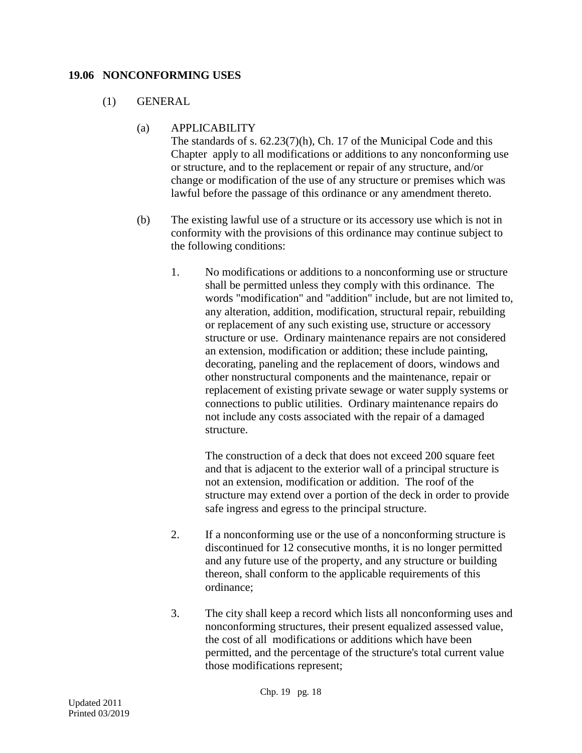## 19.06 NONCONFORMING USES

(1) GENERAL

(a) APPLICABILITY
The standards of s. 62.23(7)(h), Ch. 17 of the Municipal Code and this Chapter apply to all modifications or additions to any nonconforming use or structure, and to the replacement or repair of any structure, and/or change or modification of the use of any structure or premises which was lawful before the passage of this ordinance or any amendment thereto.

(b) The existing lawful use of a structure or its accessory use which is not in conformity with the provisions of this ordinance may continue subject to the following conditions:

1. No modifications or additions to a nonconforming use or structure shall be permitted unless they comply with this ordinance. The words "modification" and "addition" include, but are not limited to, any alteration, addition, modification, structural repair, rebuilding or replacement of any such existing use, structure or accessory structure or use. Ordinary maintenance repairs are not considered an extension, modification or addition; these include painting, decorating, paneling and the replacement of doors, windows and other nonstructural components and the maintenance, repair or replacement of existing private sewage or water supply systems or connections to public utilities. Ordinary maintenance repairs do not include any costs associated with the repair of a damaged structure.

   The construction of a deck that does not exceed 200 square feet and that is adjacent to the exterior wall of a principal structure is not an extension, modification or addition. The roof of the structure may extend over a portion of the deck in order to provide safe ingress and egress to the principal structure.

2. If a nonconforming use or the use of a nonconforming structure is discontinued for 12 consecutive months, it is no longer permitted and any future use of the property, and any structure or building thereon, shall conform to the applicable requirements of this ordinance;

3. The city shall keep a record which lists all nonconforming uses and nonconforming structures, their present equalized assessed value, the cost of all modifications or additions which have been permitted, and the percentage of the structure's total current value those modifications represent;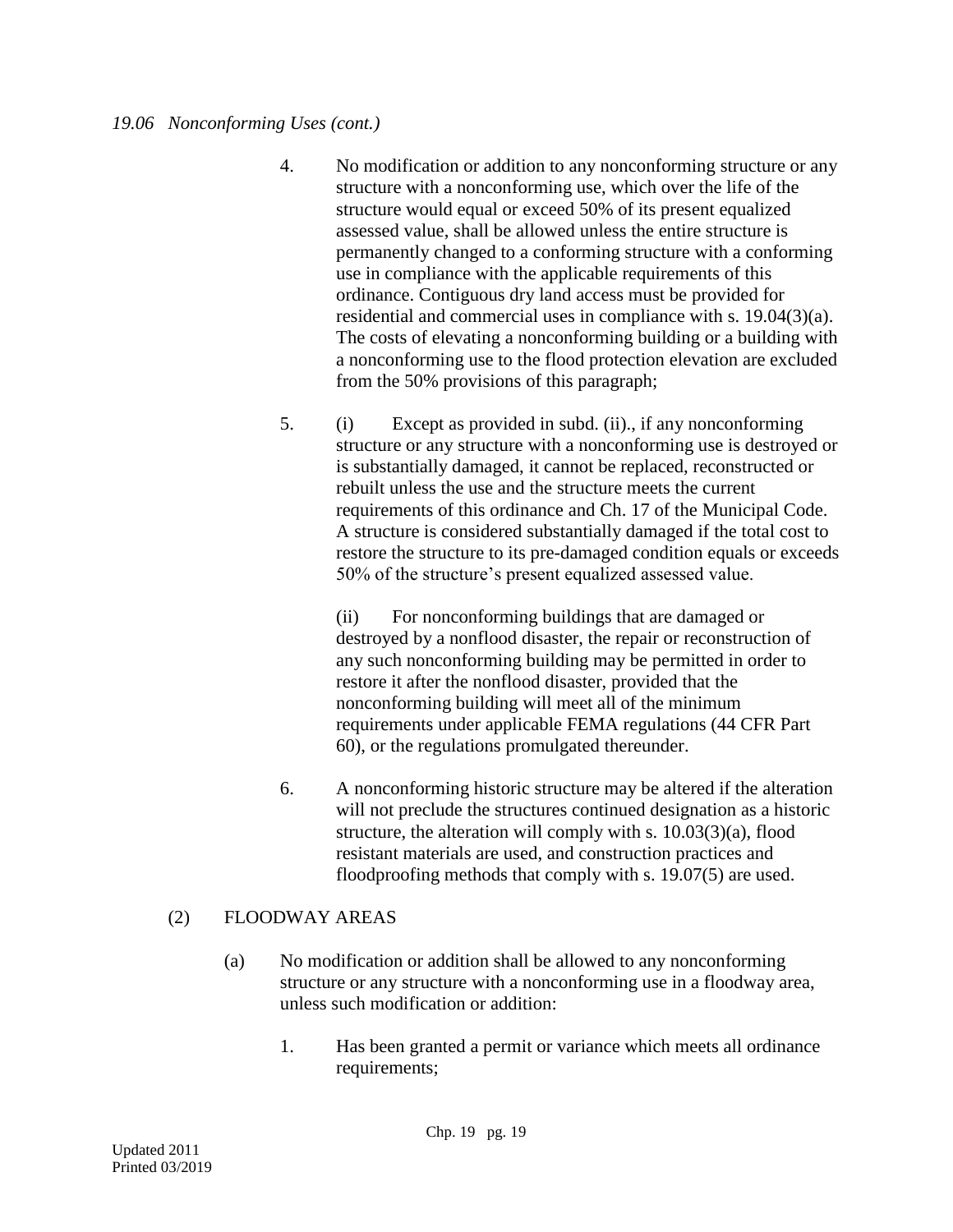*19.06 Nonconforming Uses (cont.)*

4. No modification or addition to any nonconforming structure or any structure with a nonconforming use, which over the life of the structure would equal or exceed 50% of its present equalized assessed value, shall be allowed unless the entire structure is permanently changed to a conforming structure with a conforming use in compliance with the applicable requirements of this ordinance. Contiguous dry land access must be provided for residential and commercial uses in compliance with s. 19.04(3)(a). The costs of elevating a nonconforming building or a building with a nonconforming use to the flood protection elevation are excluded from the 50% provisions of this paragraph;

5. (i) Except as provided in subd. (ii)., if any nonconforming structure or any structure with a nonconforming use is destroyed or is substantially damaged, it cannot be replaced, reconstructed or rebuilt unless the use and the structure meets the current requirements of this ordinance and Ch. 17 of the Municipal Code. A structure is considered substantially damaged if the total cost to restore the structure to its pre-damaged condition equals or exceeds 50% of the structure's present equalized assessed value.

   (ii) For nonconforming buildings that are damaged or destroyed by a nonflood disaster, the repair or reconstruction of any such nonconforming building may be permitted in order to restore it after the nonflood disaster, provided that the nonconforming building will meet all of the minimum requirements under applicable FEMA regulations (44 CFR Part 60), or the regulations promulgated thereunder.

6. A nonconforming historic structure may be altered if the alteration will not preclude the structures continued designation as a historic structure, the alteration will comply with s. 10.03(3)(a), flood resistant materials are used, and construction practices and floodproofing methods that comply with s. 19.07(5) are used.

(2) FLOODWAY AREAS

(a) No modification or addition shall be allowed to any nonconforming structure or any structure with a nonconforming use in a floodway area, unless such modification or addition:

1. Has been granted a permit or variance which meets all ordinance requirements;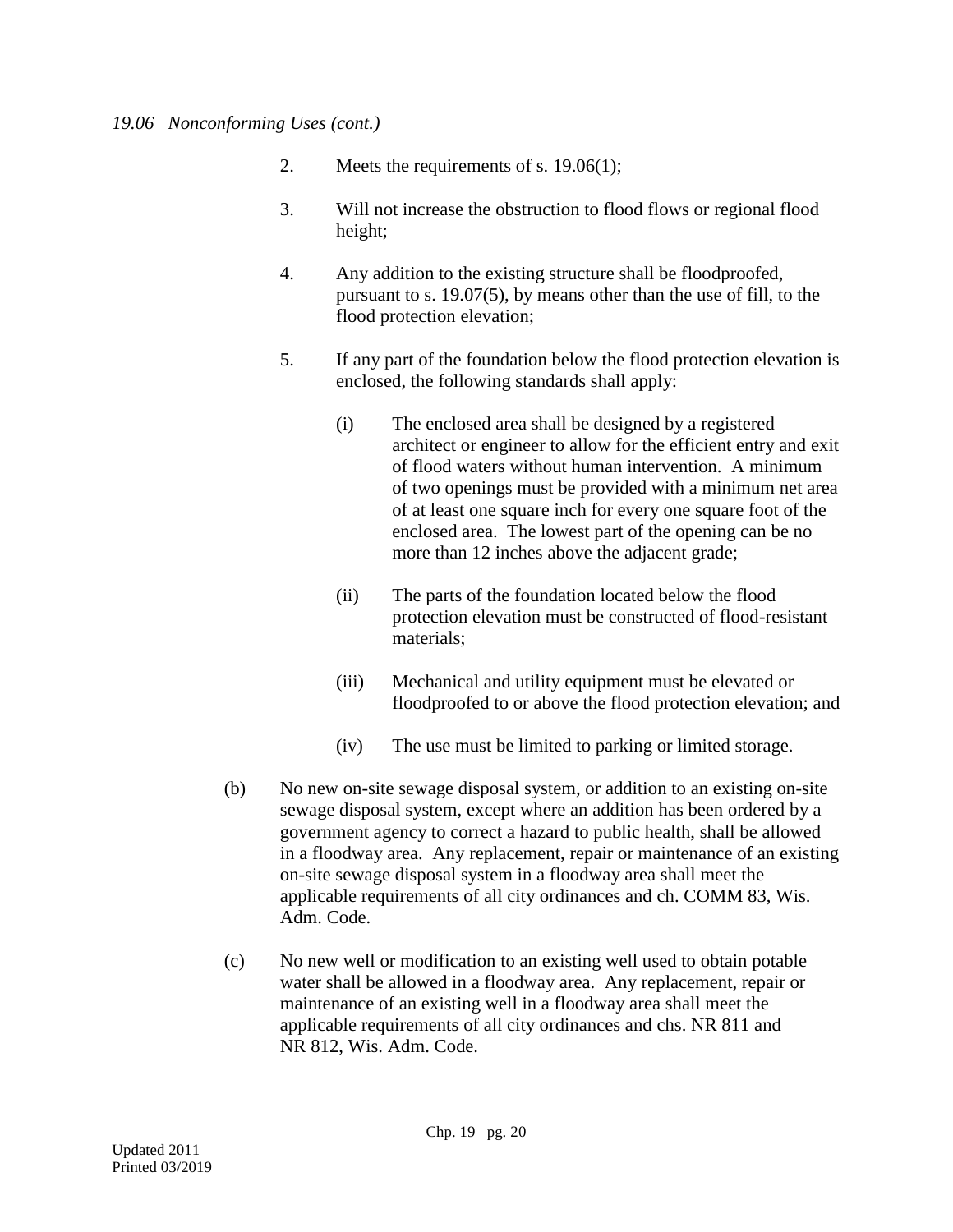*19.06 Nonconforming Uses (cont.)*

2. Meets the requirements of s. 19.06(1);

3. Will not increase the obstruction to flood flows or regional flood height;

4. Any addition to the existing structure shall be floodproofed, pursuant to s. 19.07(5), by means other than the use of fill, to the flood protection elevation;

5. If any part of the foundation below the flood protection elevation is enclosed, the following standards shall apply:

   (i) The enclosed area shall be designed by a registered architect or engineer to allow for the efficient entry and exit of flood waters without human intervention. A minimum of two openings must be provided with a minimum net area of at least one square inch for every one square foot of the enclosed area. The lowest part of the opening can be no more than 12 inches above the adjacent grade;

   (ii) The parts of the foundation located below the flood protection elevation must be constructed of flood-resistant materials;

   (iii) Mechanical and utility equipment must be elevated or floodproofed to or above the flood protection elevation; and

   (iv) The use must be limited to parking or limited storage.

(b) No new on-site sewage disposal system, or addition to an existing on-site sewage disposal system, except where an addition has been ordered by a government agency to correct a hazard to public health, shall be allowed in a floodway area. Any replacement, repair or maintenance of an existing on-site sewage disposal system in a floodway area shall meet the applicable requirements of all city ordinances and ch. COMM 83, Wis. Adm. Code.

(c) No new well or modification to an existing well used to obtain potable water shall be allowed in a floodway area. Any replacement, repair or maintenance of an existing well in a floodway area shall meet the applicable requirements of all city ordinances and chs. NR 811 and NR 812, Wis. Adm. Code.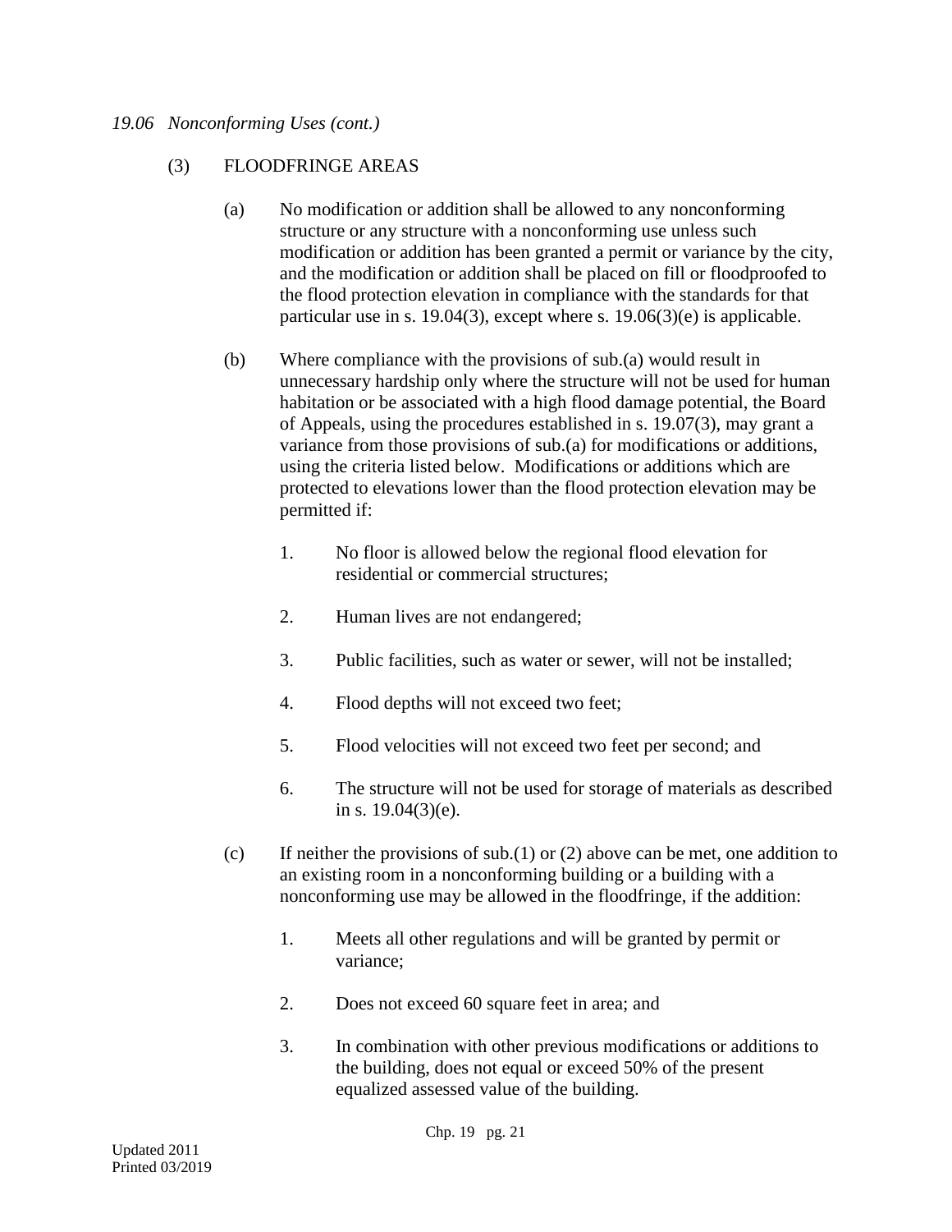*19.06 Nonconforming Uses (cont.)*

(3) FLOODFRINGE AREAS

(a) No modification or addition shall be allowed to any nonconforming structure or any structure with a nonconforming use unless such modification or addition has been granted a permit or variance by the city, and the modification or addition shall be placed on fill or floodproofed to the flood protection elevation in compliance with the standards for that particular use in s. 19.04(3), except where s. 19.06(3)(e) is applicable.

(b) Where compliance with the provisions of sub.(a) would result in unnecessary hardship only where the structure will not be used for human habitation or be associated with a high flood damage potential, the Board of Appeals, using the procedures established in s. 19.07(3), may grant a variance from those provisions of sub.(a) for modifications or additions, using the criteria listed below. Modifications or additions which are protected to elevations lower than the flood protection elevation may be permitted if:

1. No floor is allowed below the regional flood elevation for residential or commercial structures;

2. Human lives are not endangered;

3. Public facilities, such as water or sewer, will not be installed;

4. Flood depths will not exceed two feet;

5. Flood velocities will not exceed two feet per second; and

6. The structure will not be used for storage of materials as described in s. 19.04(3)(e).

(c) If neither the provisions of sub.(1) or (2) above can be met, one addition to an existing room in a nonconforming building or a building with a nonconforming use may be allowed in the floodfringe, if the addition:

1. Meets all other regulations and will be granted by permit or variance;

2. Does not exceed 60 square feet in area; and

3. In combination with other previous modifications or additions to the building, does not equal or exceed 50% of the present equalized assessed value of the building.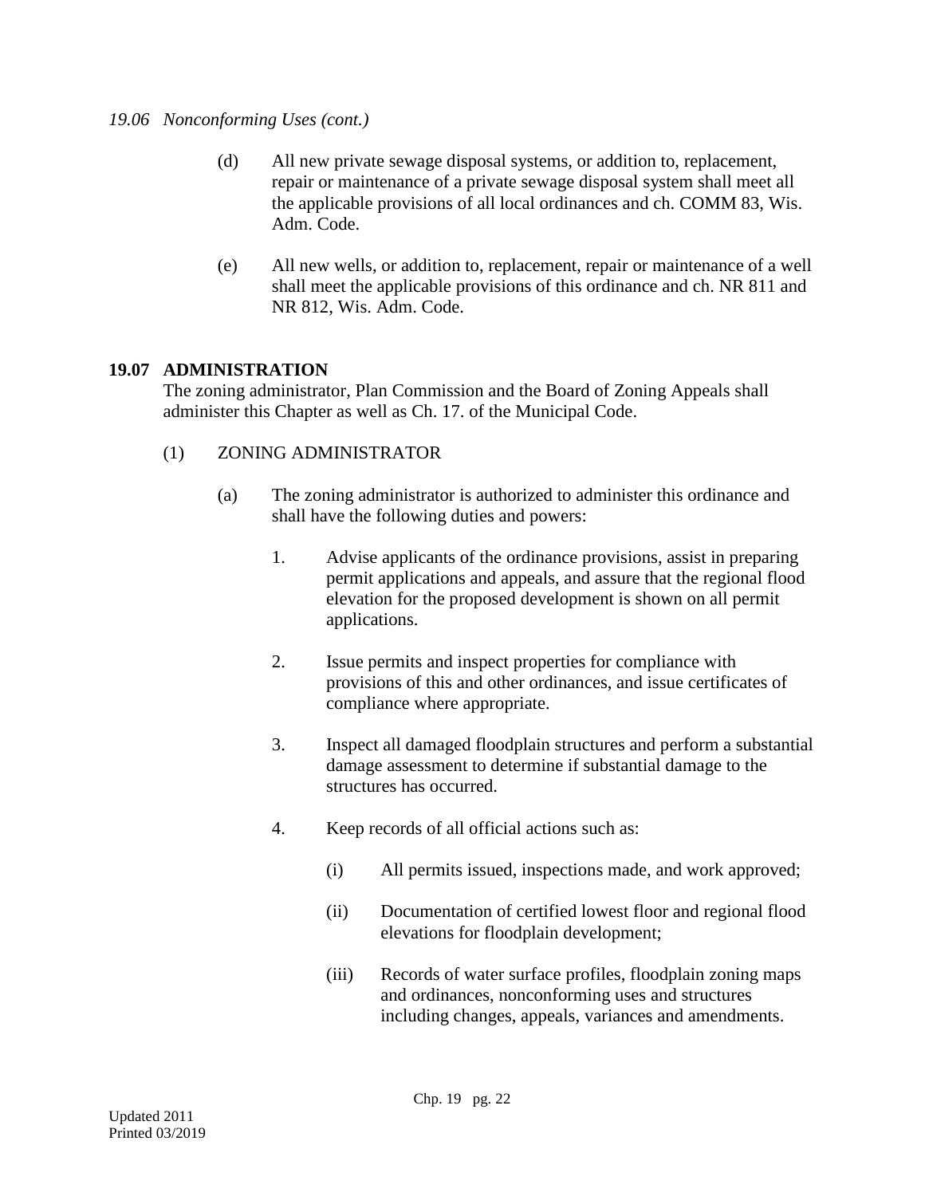*19.06 Nonconforming Uses (cont.)*

(d) All new private sewage disposal systems, or addition to, replacement, repair or maintenance of a private sewage disposal system shall meet all the applicable provisions of all local ordinances and ch. COMM 83, Wis. Adm. Code.

(e) All new wells, or addition to, replacement, repair or maintenance of a well shall meet the applicable provisions of this ordinance and ch. NR 811 and NR 812, Wis. Adm. Code.

## 19.07 ADMINISTRATION

The zoning administrator, Plan Commission and the Board of Zoning Appeals shall administer this Chapter as well as Ch. 17. of the Municipal Code.

(1) ZONING ADMINISTRATOR

(a) The zoning administrator is authorized to administer this ordinance and shall have the following duties and powers:

1. Advise applicants of the ordinance provisions, assist in preparing permit applications and appeals, and assure that the regional flood elevation for the proposed development is shown on all permit applications.

2. Issue permits and inspect properties for compliance with provisions of this and other ordinances, and issue certificates of compliance where appropriate.

3. Inspect all damaged floodplain structures and perform a substantial damage assessment to determine if substantial damage to the structures has occurred.

4. Keep records of all official actions such as:

(i) All permits issued, inspections made, and work approved;

(ii) Documentation of certified lowest floor and regional flood elevations for floodplain development;

(iii) Records of water surface profiles, floodplain zoning maps and ordinances, nonconforming uses and structures including changes, appeals, variances and amendments.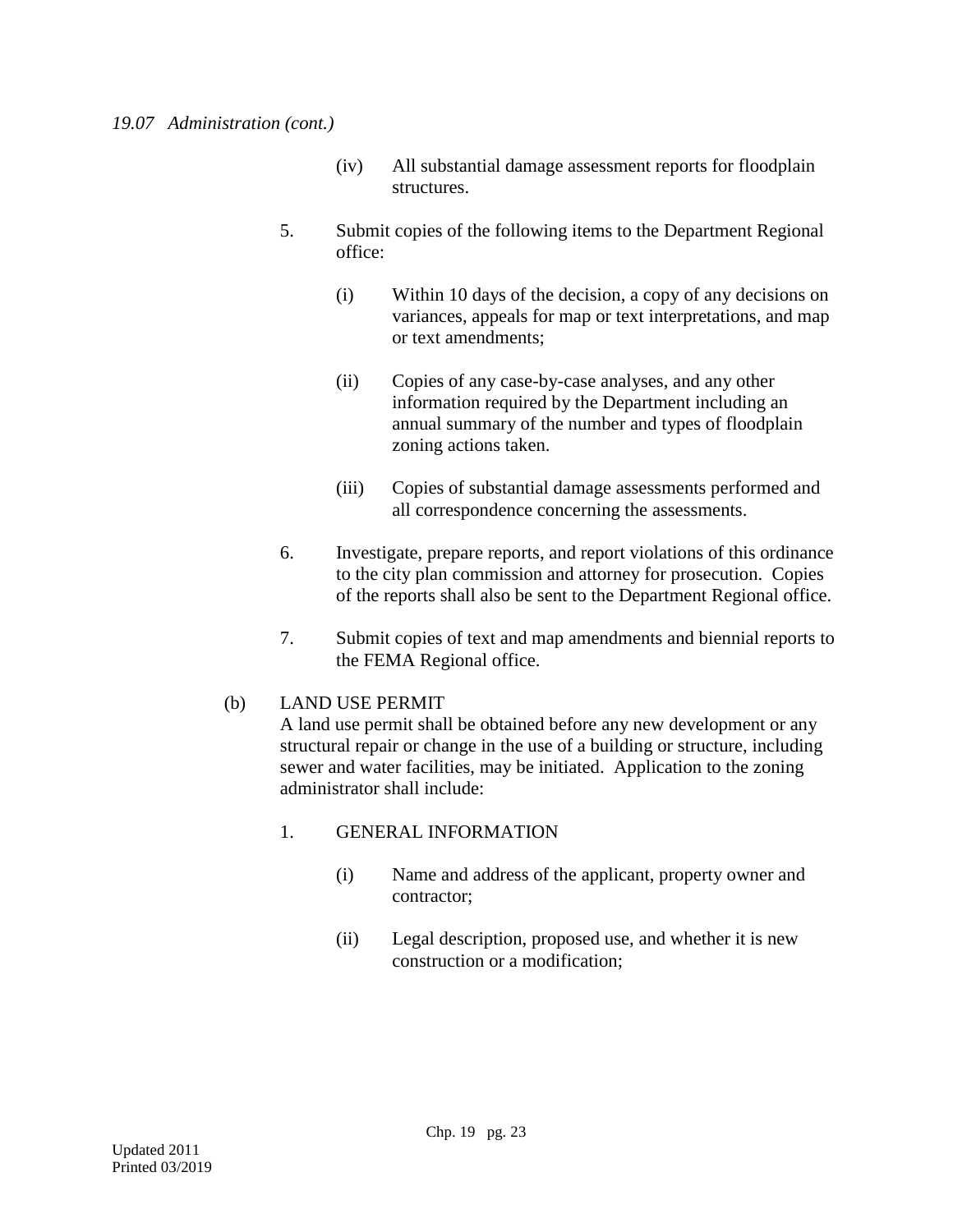*19.07 Administration (cont.)*

(iv) All substantial damage assessment reports for floodplain structures.

5. Submit copies of the following items to the Department Regional office:

(i) Within 10 days of the decision, a copy of any decisions on variances, appeals for map or text interpretations, and map or text amendments;

(ii) Copies of any case-by-case analyses, and any other information required by the Department including an annual summary of the number and types of floodplain zoning actions taken.

(iii) Copies of substantial damage assessments performed and all correspondence concerning the assessments.

6. Investigate, prepare reports, and report violations of this ordinance to the city plan commission and attorney for prosecution. Copies of the reports shall also be sent to the Department Regional office.

7. Submit copies of text and map amendments and biennial reports to the FEMA Regional office.

(b) LAND USE PERMIT
A land use permit shall be obtained before any new development or any structural repair or change in the use of a building or structure, including sewer and water facilities, may be initiated. Application to the zoning administrator shall include:

1. GENERAL INFORMATION

(i) Name and address of the applicant, property owner and contractor;

(ii) Legal description, proposed use, and whether it is new construction or a modification;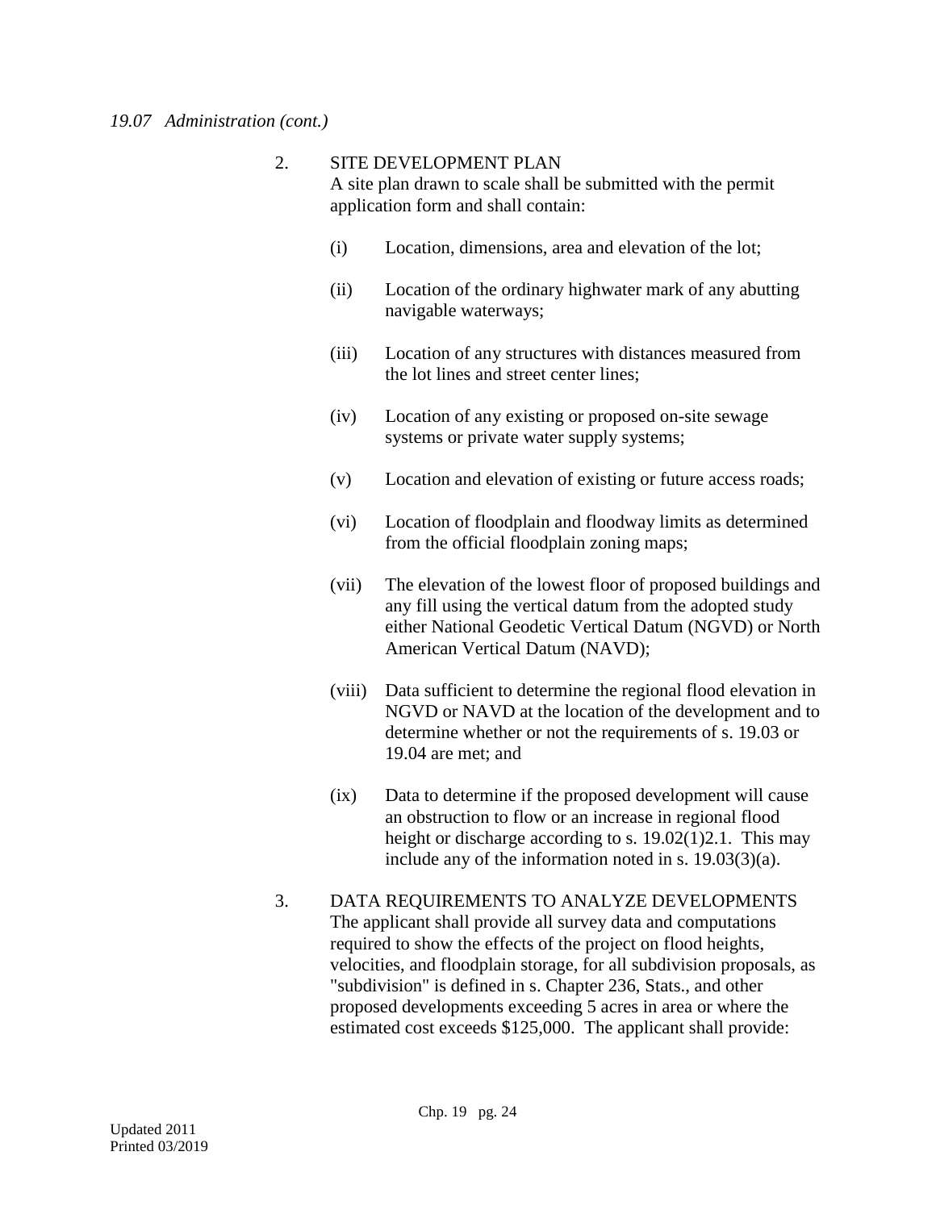*19.07 Administration (cont.)*

2. SITE DEVELOPMENT PLAN
   A site plan drawn to scale shall be submitted with the permit application form and shall contain:

   (i) Location, dimensions, area and elevation of the lot;

   (ii) Location of the ordinary highwater mark of any abutting navigable waterways;

   (iii) Location of any structures with distances measured from the lot lines and street center lines;

   (iv) Location of any existing or proposed on-site sewage systems or private water supply systems;

   (v) Location and elevation of existing or future access roads;

   (vi) Location of floodplain and floodway limits as determined from the official floodplain zoning maps;

   (vii) The elevation of the lowest floor of proposed buildings and any fill using the vertical datum from the adopted study either National Geodetic Vertical Datum (NGVD) or North American Vertical Datum (NAVD);

   (viii) Data sufficient to determine the regional flood elevation in NGVD or NAVD at the location of the development and to determine whether or not the requirements of s. 19.03 or 19.04 are met; and

   (ix) Data to determine if the proposed development will cause an obstruction to flow or an increase in regional flood height or discharge according to s. 19.02(1)2.1. This may include any of the information noted in s. 19.03(3)(a).

3. DATA REQUIREMENTS TO ANALYZE DEVELOPMENTS
   The applicant shall provide all survey data and computations required to show the effects of the project on flood heights, velocities, and floodplain storage, for all subdivision proposals, as "subdivision" is defined in s. Chapter 236, Stats., and other proposed developments exceeding 5 acres in area or where the estimated cost exceeds $125,000. The applicant shall provide:

Updated 2011
Printed 03/2019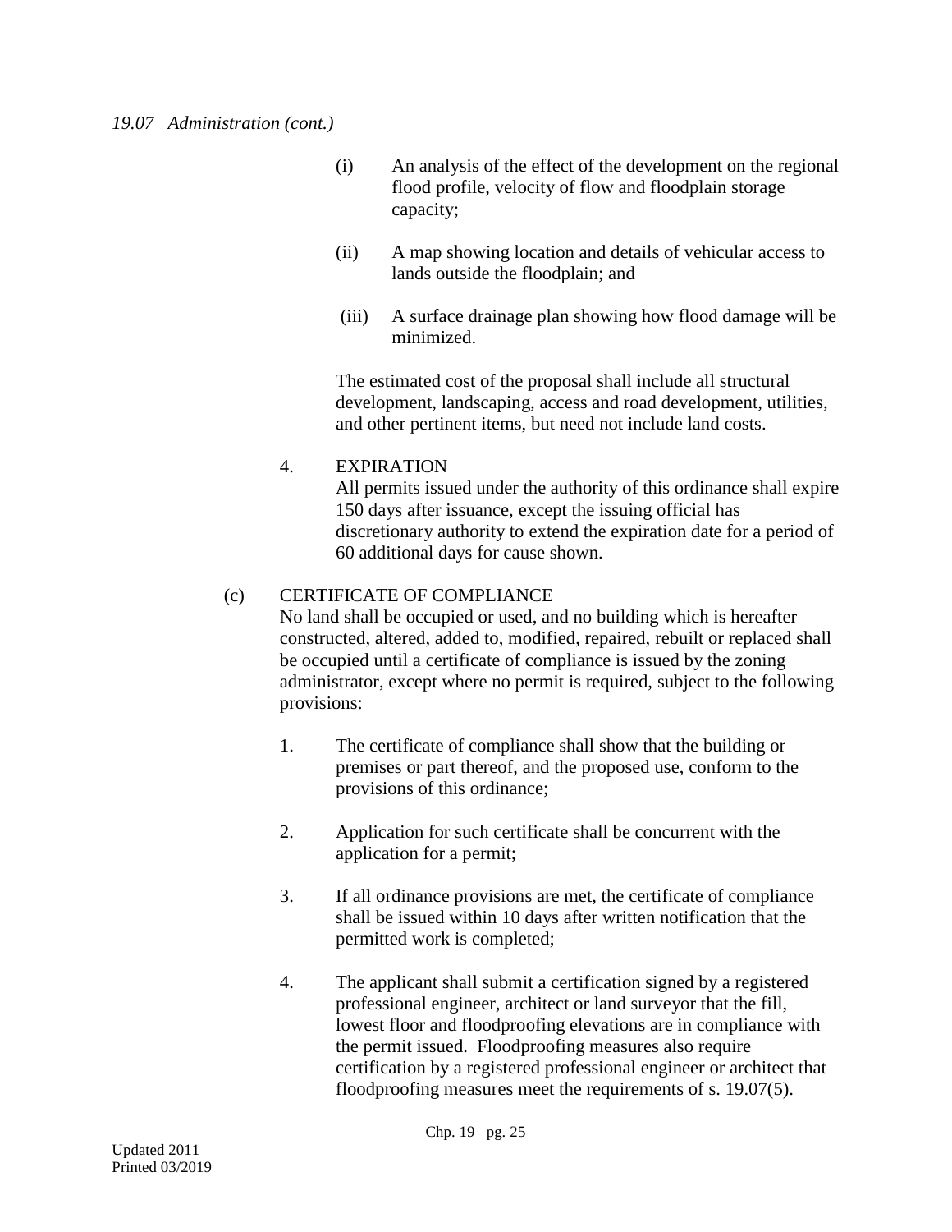*19.07 Administration (cont.)*

(i) An analysis of the effect of the development on the regional flood profile, velocity of flow and floodplain storage capacity;

(ii) A map showing location and details of vehicular access to lands outside the floodplain; and

(iii) A surface drainage plan showing how flood damage will be minimized.

The estimated cost of the proposal shall include all structural development, landscaping, access and road development, utilities, and other pertinent items, but need not include land costs.

4. EXPIRATION
All permits issued under the authority of this ordinance shall expire 150 days after issuance, except the issuing official has discretionary authority to extend the expiration date for a period of 60 additional days for cause shown.

(c) CERTIFICATE OF COMPLIANCE
No land shall be occupied or used, and no building which is hereafter constructed, altered, added to, modified, repaired, rebuilt or replaced shall be occupied until a certificate of compliance is issued by the zoning administrator, except where no permit is required, subject to the following provisions:

1. The certificate of compliance shall show that the building or premises or part thereof, and the proposed use, conform to the provisions of this ordinance;

2. Application for such certificate shall be concurrent with the application for a permit;

3. If all ordinance provisions are met, the certificate of compliance shall be issued within 10 days after written notification that the permitted work is completed;

4. The applicant shall submit a certification signed by a registered professional engineer, architect or land surveyor that the fill, lowest floor and floodproofing elevations are in compliance with the permit issued. Floodproofing measures also require certification by a registered professional engineer or architect that floodproofing measures meet the requirements of s. 19.07(5).

Updated 2011
Printed 03/2019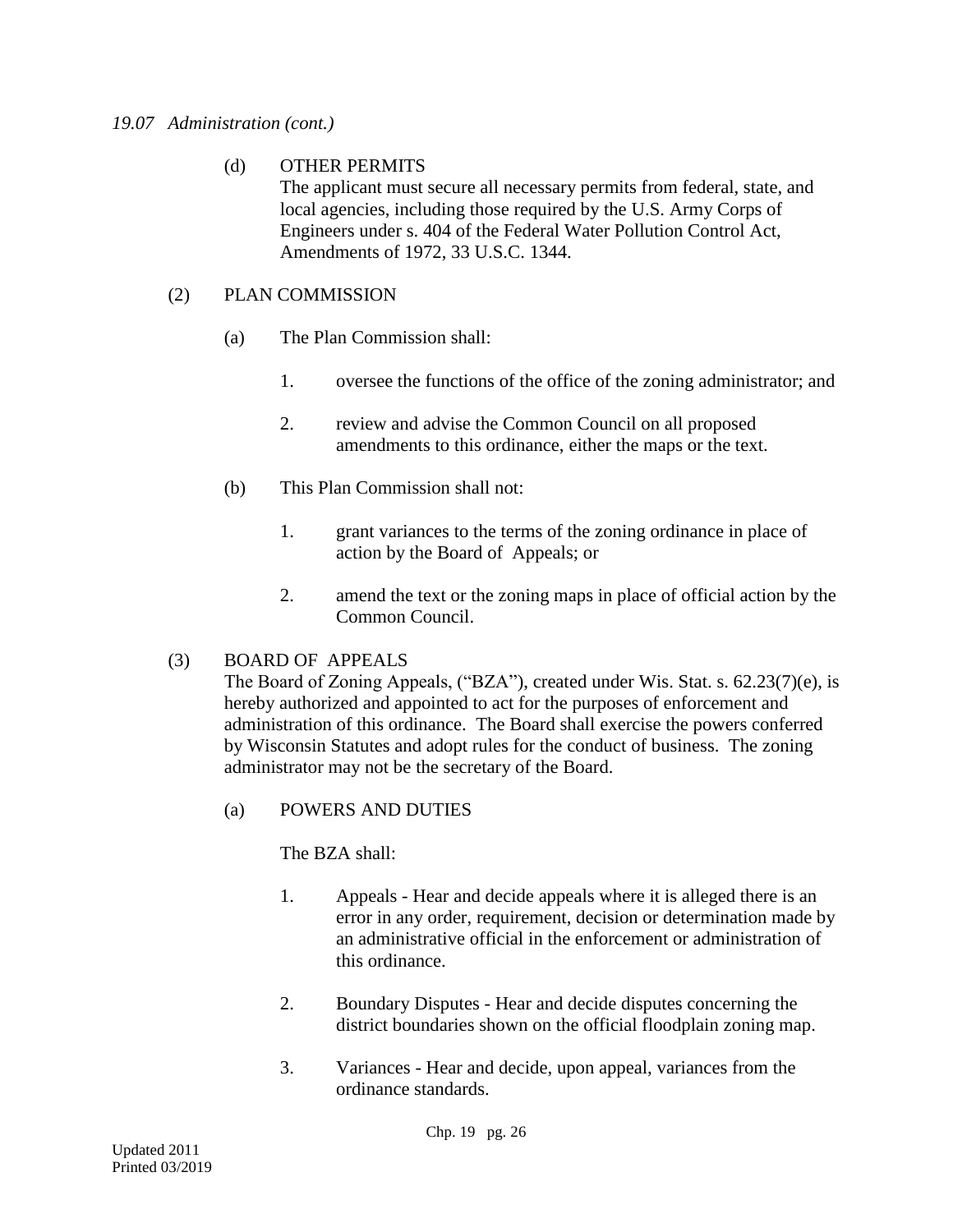*19.07 Administration (cont.)*

(d) OTHER PERMITS
The applicant must secure all necessary permits from federal, state, and local agencies, including those required by the U.S. Army Corps of Engineers under s. 404 of the Federal Water Pollution Control Act, Amendments of 1972, 33 U.S.C. 1344.

(2) PLAN COMMISSION

(a) The Plan Commission shall:

1. oversee the functions of the office of the zoning administrator; and

2. review and advise the Common Council on all proposed amendments to this ordinance, either the maps or the text.

(b) This Plan Commission shall not:

1. grant variances to the terms of the zoning ordinance in place of action by the Board of Appeals; or

2. amend the text or the zoning maps in place of official action by the Common Council.

(3) BOARD OF APPEALS
The Board of Zoning Appeals, ("BZA"), created under Wis. Stat. s. 62.23(7)(e), is hereby authorized and appointed to act for the purposes of enforcement and administration of this ordinance. The Board shall exercise the powers conferred by Wisconsin Statutes and adopt rules for the conduct of business. The zoning administrator may not be the secretary of the Board.

(a) POWERS AND DUTIES

The BZA shall:

1. Appeals - Hear and decide appeals where it is alleged there is an error in any order, requirement, decision or determination made by an administrative official in the enforcement or administration of this ordinance.

2. Boundary Disputes - Hear and decide disputes concerning the district boundaries shown on the official floodplain zoning map.

3. Variances - Hear and decide, upon appeal, variances from the ordinance standards.

Updated 2011
Printed 03/2019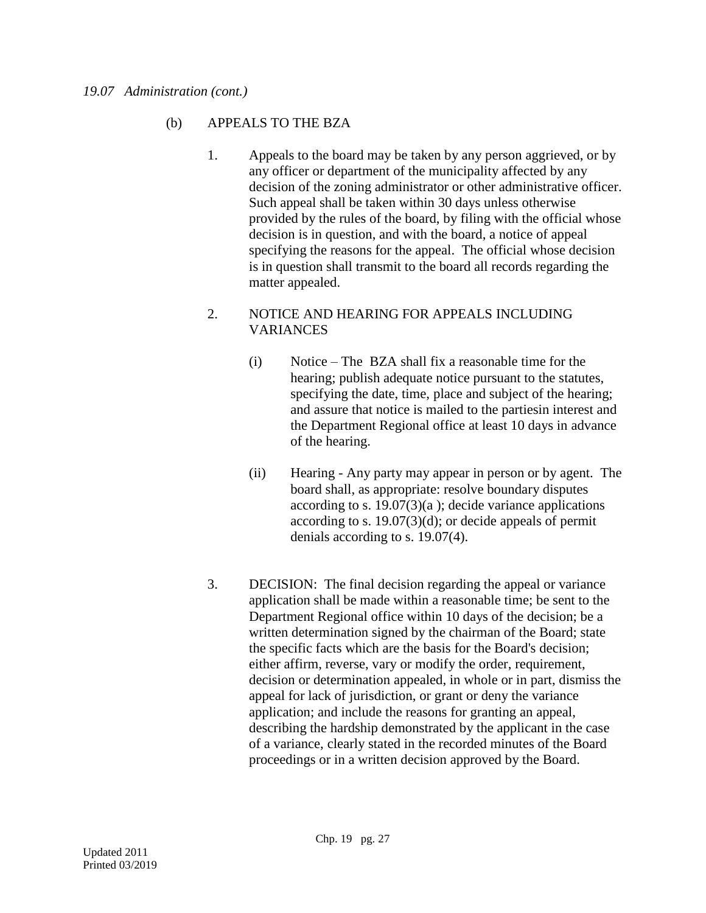*19.07 Administration (cont.)*

(b) APPEALS TO THE BZA

1. Appeals to the board may be taken by any person aggrieved, or by any officer or department of the municipality affected by any decision of the zoning administrator or other administrative officer. Such appeal shall be taken within 30 days unless otherwise provided by the rules of the board, by filing with the official whose decision is in question, and with the board, a notice of appeal specifying the reasons for the appeal. The official whose decision is in question shall transmit to the board all records regarding the matter appealed.

2. NOTICE AND HEARING FOR APPEALS INCLUDING VARIANCES

   (i) Notice – The BZA shall fix a reasonable time for the hearing; publish adequate notice pursuant to the statutes, specifying the date, time, place and subject of the hearing; and assure that notice is mailed to the partiesin interest and the Department Regional office at least 10 days in advance of the hearing.

   (ii) Hearing - Any party may appear in person or by agent. The board shall, as appropriate: resolve boundary disputes according to s. 19.07(3)(a ); decide variance applications according to s. 19.07(3)(d); or decide appeals of permit denials according to s. 19.07(4).

3. DECISION: The final decision regarding the appeal or variance application shall be made within a reasonable time; be sent to the Department Regional office within 10 days of the decision; be a written determination signed by the chairman of the Board; state the specific facts which are the basis for the Board's decision; either affirm, reverse, vary or modify the order, requirement, decision or determination appealed, in whole or in part, dismiss the appeal for lack of jurisdiction, or grant or deny the variance application; and include the reasons for granting an appeal, describing the hardship demonstrated by the applicant in the case of a variance, clearly stated in the recorded minutes of the Board proceedings or in a written decision approved by the Board.

Updated 2011
Printed 03/2019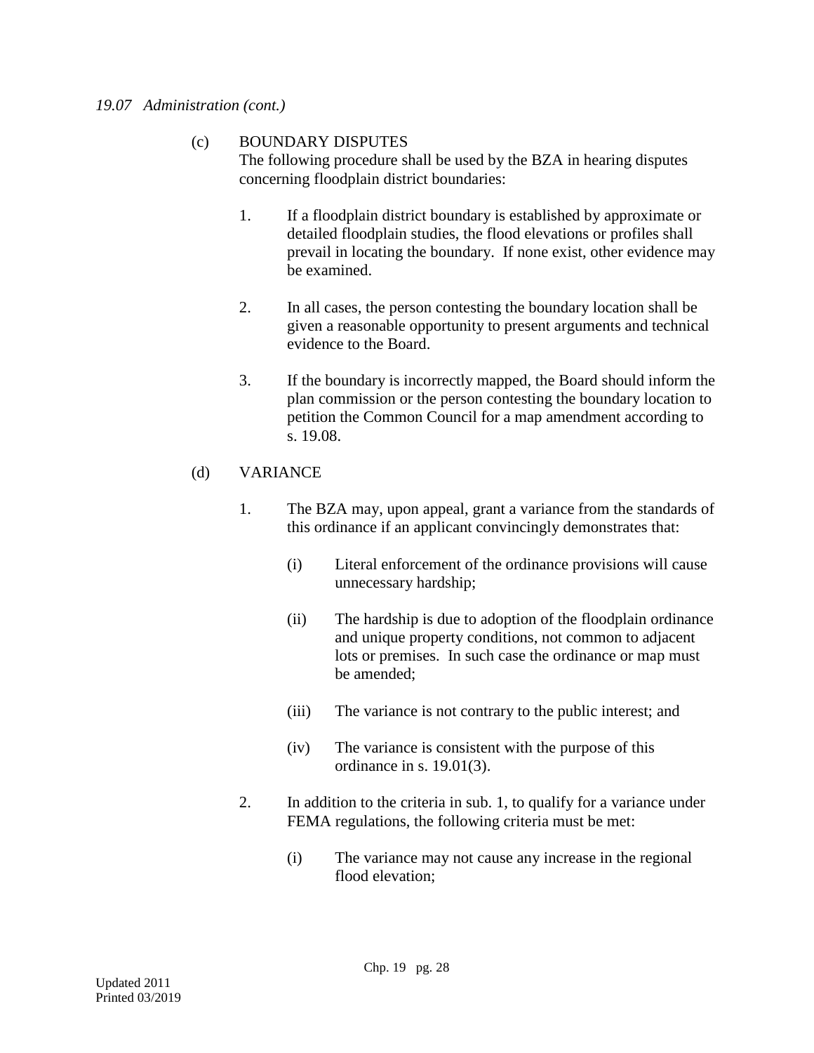*19.07 Administration (cont.)*

(c) BOUNDARY DISPUTES
The following procedure shall be used by the BZA in hearing disputes concerning floodplain district boundaries:

1. If a floodplain district boundary is established by approximate or detailed floodplain studies, the flood elevations or profiles shall prevail in locating the boundary. If none exist, other evidence may be examined.

2. In all cases, the person contesting the boundary location shall be given a reasonable opportunity to present arguments and technical evidence to the Board.

3. If the boundary is incorrectly mapped, the Board should inform the plan commission or the person contesting the boundary location to petition the Common Council for a map amendment according to s. 19.08.

(d) VARIANCE

1. The BZA may, upon appeal, grant a variance from the standards of this ordinance if an applicant convincingly demonstrates that:

   (i) Literal enforcement of the ordinance provisions will cause unnecessary hardship;

   (ii) The hardship is due to adoption of the floodplain ordinance and unique property conditions, not common to adjacent lots or premises. In such case the ordinance or map must be amended;

   (iii) The variance is not contrary to the public interest; and

   (iv) The variance is consistent with the purpose of this ordinance in s. 19.01(3).

2. In addition to the criteria in sub. 1, to qualify for a variance under FEMA regulations, the following criteria must be met:

   (i) The variance may not cause any increase in the regional flood elevation;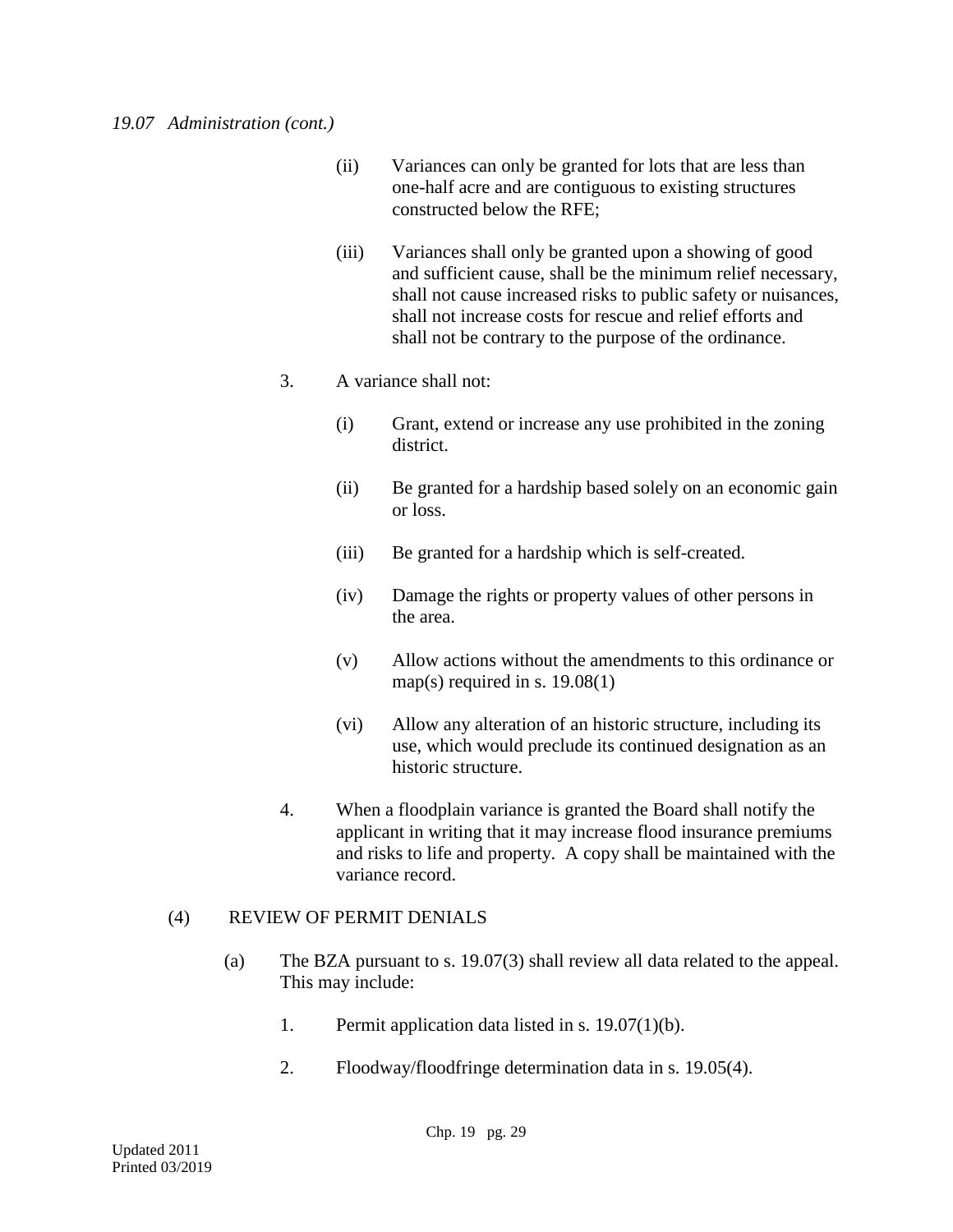*19.07 Administration (cont.)*

(ii) Variances can only be granted for lots that are less than one-half acre and are contiguous to existing structures constructed below the RFE;

(iii) Variances shall only be granted upon a showing of good and sufficient cause, shall be the minimum relief necessary, shall not cause increased risks to public safety or nuisances, shall not increase costs for rescue and relief efforts and shall not be contrary to the purpose of the ordinance.

3. A variance shall not:

(i) Grant, extend or increase any use prohibited in the zoning district.

(ii) Be granted for a hardship based solely on an economic gain or loss.

(iii) Be granted for a hardship which is self-created.

(iv) Damage the rights or property values of other persons in the area.

(v) Allow actions without the amendments to this ordinance or map(s) required in s. 19.08(1)

(vi) Allow any alteration of an historic structure, including its use, which would preclude its continued designation as an historic structure.

4. When a floodplain variance is granted the Board shall notify the applicant in writing that it may increase flood insurance premiums and risks to life and property. A copy shall be maintained with the variance record.

(4) REVIEW OF PERMIT DENIALS

(a) The BZA pursuant to s. 19.07(3) shall review all data related to the appeal. This may include:

1. Permit application data listed in s. 19.07(1)(b).

2. Floodway/floodfringe determination data in s. 19.05(4).

Updated 2011
Printed 03/2019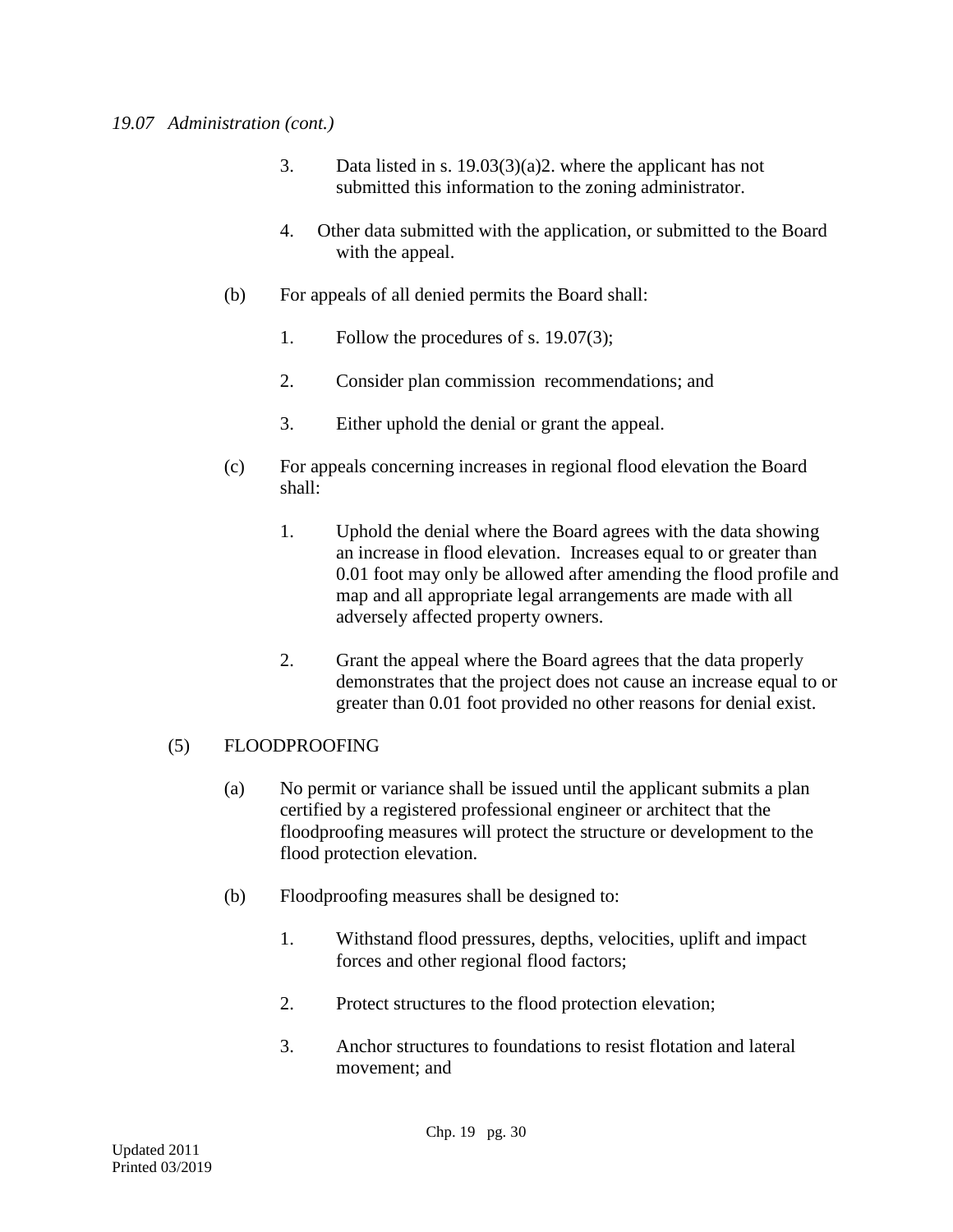*19.07 Administration (cont.)*

3. Data listed in s. 19.03(3)(a)2. where the applicant has not submitted this information to the zoning administrator.

4. Other data submitted with the application, or submitted to the Board with the appeal.

(b) For appeals of all denied permits the Board shall:

1. Follow the procedures of s. 19.07(3);

2. Consider plan commission recommendations; and

3. Either uphold the denial or grant the appeal.

(c) For appeals concerning increases in regional flood elevation the Board shall:

1. Uphold the denial where the Board agrees with the data showing an increase in flood elevation. Increases equal to or greater than 0.01 foot may only be allowed after amending the flood profile and map and all appropriate legal arrangements are made with all adversely affected property owners.

2. Grant the appeal where the Board agrees that the data properly demonstrates that the project does not cause an increase equal to or greater than 0.01 foot provided no other reasons for denial exist.

(5) FLOODPROOFING

(a) No permit or variance shall be issued until the applicant submits a plan certified by a registered professional engineer or architect that the floodproofing measures will protect the structure or development to the flood protection elevation.

(b) Floodproofing measures shall be designed to:

1. Withstand flood pressures, depths, velocities, uplift and impact forces and other regional flood factors;

2. Protect structures to the flood protection elevation;

3. Anchor structures to foundations to resist flotation and lateral movement; and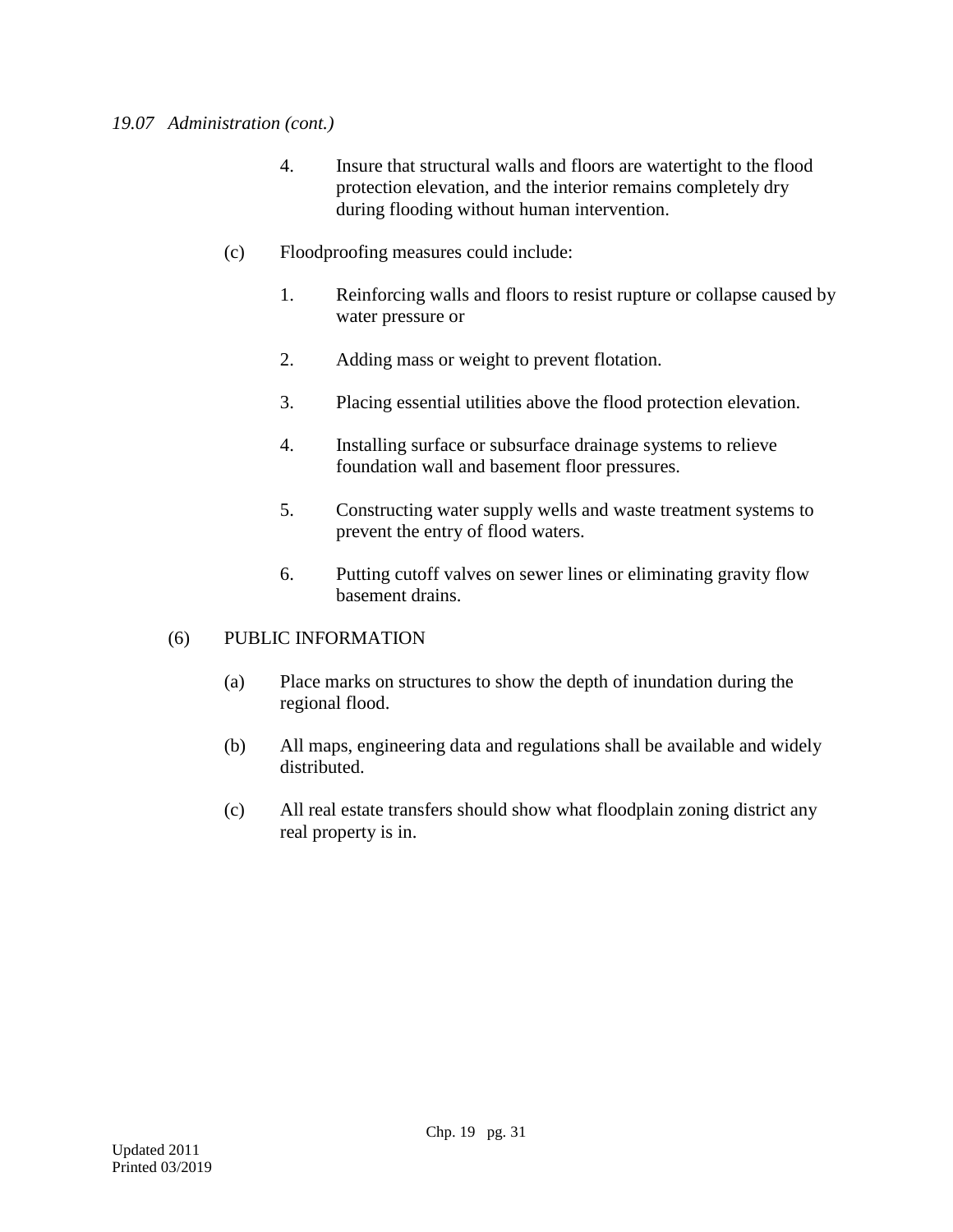*19.07 Administration (cont.)*

4. Insure that structural walls and floors are watertight to the flood protection elevation, and the interior remains completely dry during flooding without human intervention.

(c) Floodproofing measures could include:

1. Reinforcing walls and floors to resist rupture or collapse caused by water pressure or

2. Adding mass or weight to prevent flotation.

3. Placing essential utilities above the flood protection elevation.

4. Installing surface or subsurface drainage systems to relieve foundation wall and basement floor pressures.

5. Constructing water supply wells and waste treatment systems to prevent the entry of flood waters.

6. Putting cutoff valves on sewer lines or eliminating gravity flow basement drains.

(6) PUBLIC INFORMATION

(a) Place marks on structures to show the depth of inundation during the regional flood.

(b) All maps, engineering data and regulations shall be available and widely distributed.

(c) All real estate transfers should show what floodplain zoning district any real property is in.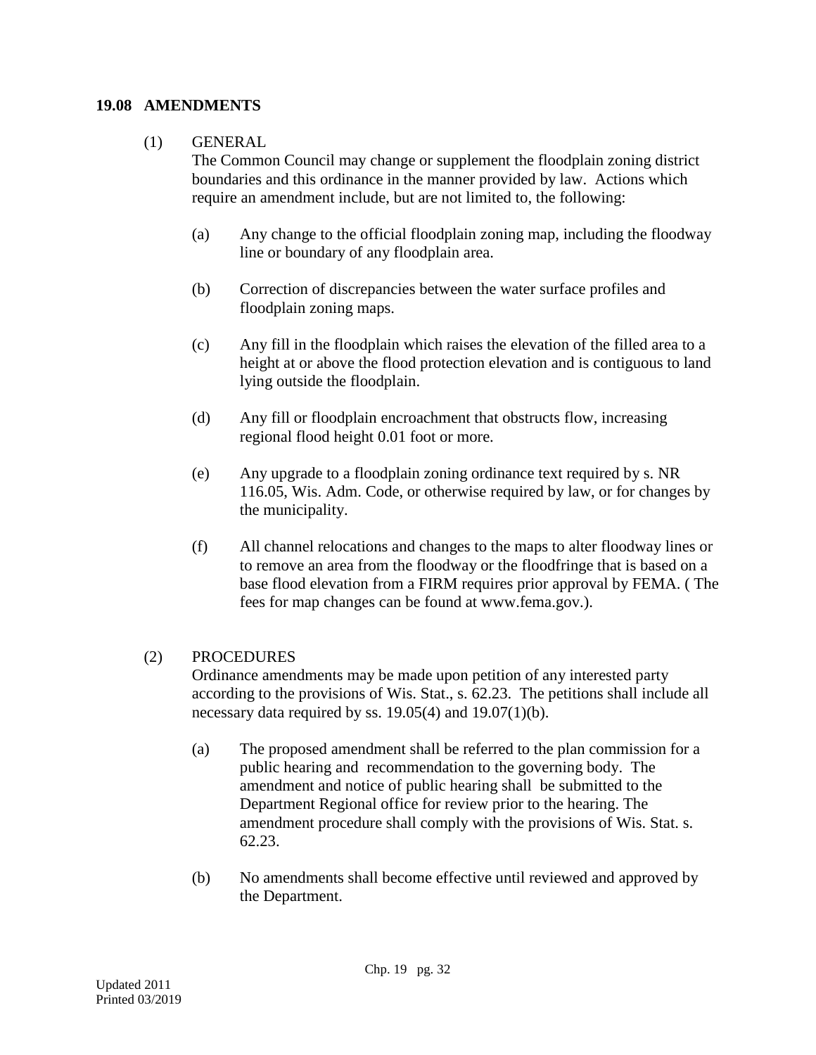## 19.08 AMENDMENTS

(1) GENERAL

The Common Council may change or supplement the floodplain zoning district boundaries and this ordinance in the manner provided by law. Actions which require an amendment include, but are not limited to, the following:

(a) Any change to the official floodplain zoning map, including the floodway line or boundary of any floodplain area.

(b) Correction of discrepancies between the water surface profiles and floodplain zoning maps.

(c) Any fill in the floodplain which raises the elevation of the filled area to a height at or above the flood protection elevation and is contiguous to land lying outside the floodplain.

(d) Any fill or floodplain encroachment that obstructs flow, increasing regional flood height 0.01 foot or more.

(e) Any upgrade to a floodplain zoning ordinance text required by s. NR 116.05, Wis. Adm. Code, or otherwise required by law, or for changes by the municipality.

(f) All channel relocations and changes to the maps to alter floodway lines or to remove an area from the floodway or the floodfringe that is based on a base flood elevation from a FIRM requires prior approval by FEMA. ( The fees for map changes can be found at www.fema.gov.).

(2) PROCEDURES

Ordinance amendments may be made upon petition of any interested party according to the provisions of Wis. Stat., s. 62.23. The petitions shall include all necessary data required by ss. 19.05(4) and 19.07(1)(b).

(a) The proposed amendment shall be referred to the plan commission for a public hearing and recommendation to the governing body. The amendment and notice of public hearing shall be submitted to the Department Regional office for review prior to the hearing. The amendment procedure shall comply with the provisions of Wis. Stat. s. 62.23.

(b) No amendments shall become effective until reviewed and approved by the Department.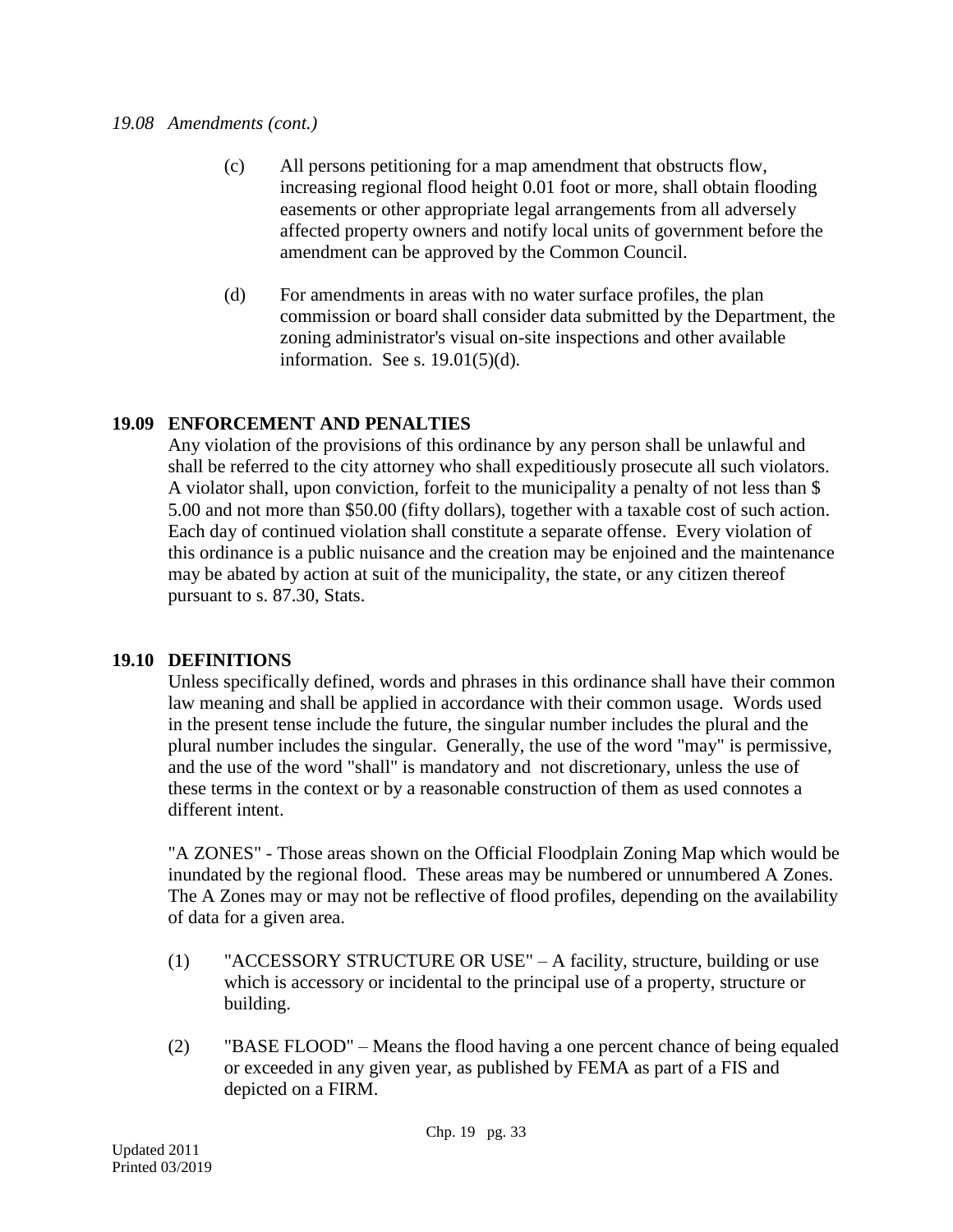*19.08 Amendments (cont.)*

(c) All persons petitioning for a map amendment that obstructs flow, increasing regional flood height 0.01 foot or more, shall obtain flooding easements or other appropriate legal arrangements from all adversely affected property owners and notify local units of government before the amendment can be approved by the Common Council.

(d) For amendments in areas with no water surface profiles, the plan commission or board shall consider data submitted by the Department, the zoning administrator's visual on-site inspections and other available information. See s. 19.01(5)(d).

## 19.09 ENFORCEMENT AND PENALTIES

Any violation of the provisions of this ordinance by any person shall be unlawful and shall be referred to the city attorney who shall expeditiously prosecute all such violators. A violator shall, upon conviction, forfeit to the municipality a penalty of not less than $ 5.00 and not more than $50.00 (fifty dollars), together with a taxable cost of such action. Each day of continued violation shall constitute a separate offense. Every violation of this ordinance is a public nuisance and the creation may be enjoined and the maintenance may be abated by action at suit of the municipality, the state, or any citizen thereof pursuant to s. 87.30, Stats.

## 19.10 DEFINITIONS

Unless specifically defined, words and phrases in this ordinance shall have their common law meaning and shall be applied in accordance with their common usage. Words used in the present tense include the future, the singular number includes the plural and the plural number includes the singular. Generally, the use of the word "may" is permissive, and the use of the word "shall" is mandatory and not discretionary, unless the use of these terms in the context or by a reasonable construction of them as used connotes a different intent.

"A ZONES" - Those areas shown on the Official Floodplain Zoning Map which would be inundated by the regional flood. These areas may be numbered or unnumbered A Zones. The A Zones may or may not be reflective of flood profiles, depending on the availability of data for a given area.

(1) "ACCESSORY STRUCTURE OR USE" – A facility, structure, building or use which is accessory or incidental to the principal use of a property, structure or building.

(2) "BASE FLOOD" – Means the flood having a one percent chance of being equaled or exceeded in any given year, as published by FEMA as part of a FIS and depicted on a FIRM.

Updated 2011
Printed 03/2019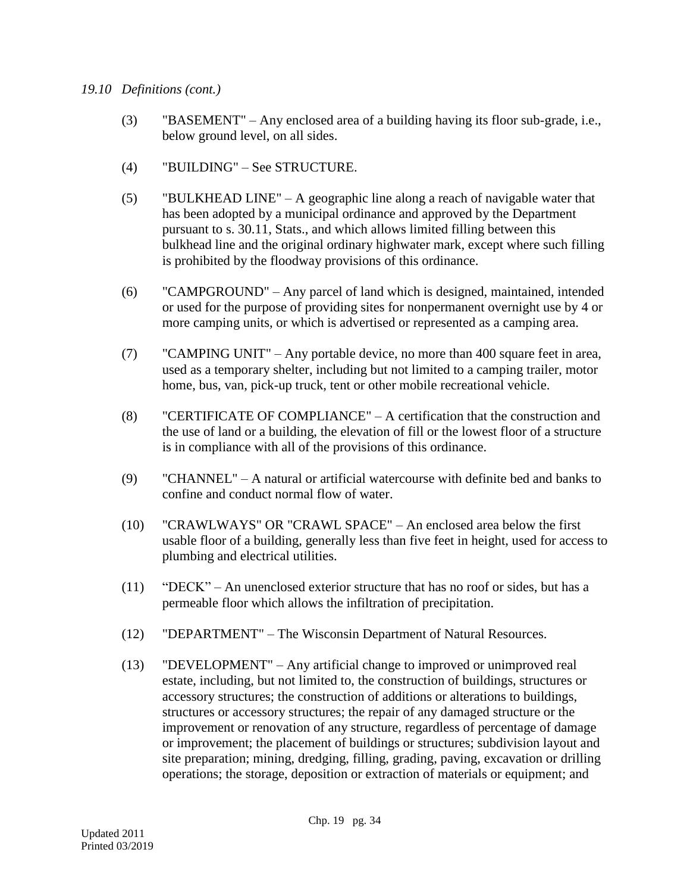*19.10 Definitions (cont.)*

(3) "BASEMENT" – Any enclosed area of a building having its floor sub-grade, i.e., below ground level, on all sides.

(4) "BUILDING" – See STRUCTURE.

(5) "BULKHEAD LINE" – A geographic line along a reach of navigable water that has been adopted by a municipal ordinance and approved by the Department pursuant to s. 30.11, Stats., and which allows limited filling between this bulkhead line and the original ordinary highwater mark, except where such filling is prohibited by the floodway provisions of this ordinance.

(6) "CAMPGROUND" – Any parcel of land which is designed, maintained, intended or used for the purpose of providing sites for nonpermanent overnight use by 4 or more camping units, or which is advertised or represented as a camping area.

(7) "CAMPING UNIT" – Any portable device, no more than 400 square feet in area, used as a temporary shelter, including but not limited to a camping trailer, motor home, bus, van, pick-up truck, tent or other mobile recreational vehicle.

(8) "CERTIFICATE OF COMPLIANCE" – A certification that the construction and the use of land or a building, the elevation of fill or the lowest floor of a structure is in compliance with all of the provisions of this ordinance.

(9) "CHANNEL" – A natural or artificial watercourse with definite bed and banks to confine and conduct normal flow of water.

(10) "CRAWLWAYS" OR "CRAWL SPACE" – An enclosed area below the first usable floor of a building, generally less than five feet in height, used for access to plumbing and electrical utilities.

(11) "DECK" – An unenclosed exterior structure that has no roof or sides, but has a permeable floor which allows the infiltration of precipitation.

(12) "DEPARTMENT" – The Wisconsin Department of Natural Resources.

(13) "DEVELOPMENT" – Any artificial change to improved or unimproved real estate, including, but not limited to, the construction of buildings, structures or accessory structures; the construction of additions or alterations to buildings, structures or accessory structures; the repair of any damaged structure or the improvement or renovation of any structure, regardless of percentage of damage or improvement; the placement of buildings or structures; subdivision layout and site preparation; mining, dredging, filling, grading, paving, excavation or drilling operations; the storage, deposition or extraction of materials or equipment; and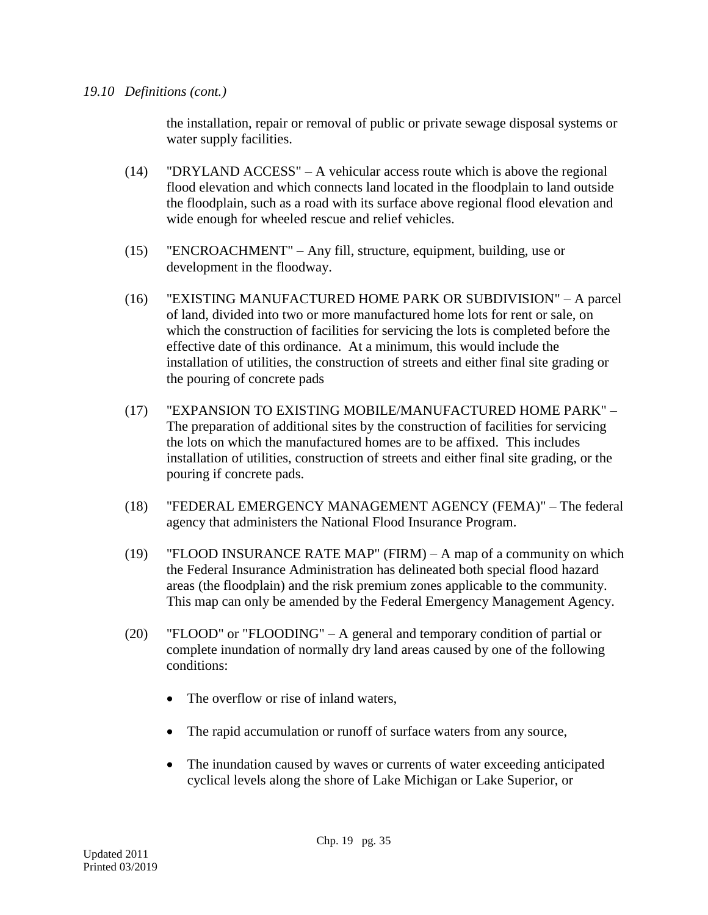*19.10 Definitions (cont.)*

the installation, repair or removal of public or private sewage disposal systems or water supply facilities.

(14) "DRYLAND ACCESS" – A vehicular access route which is above the regional flood elevation and which connects land located in the floodplain to land outside the floodplain, such as a road with its surface above regional flood elevation and wide enough for wheeled rescue and relief vehicles.

(15) "ENCROACHMENT" – Any fill, structure, equipment, building, use or development in the floodway.

(16) "EXISTING MANUFACTURED HOME PARK OR SUBDIVISION" – A parcel of land, divided into two or more manufactured home lots for rent or sale, on which the construction of facilities for servicing the lots is completed before the effective date of this ordinance. At a minimum, this would include the installation of utilities, the construction of streets and either final site grading or the pouring of concrete pads

(17) "EXPANSION TO EXISTING MOBILE/MANUFACTURED HOME PARK" – The preparation of additional sites by the construction of facilities for servicing the lots on which the manufactured homes are to be affixed. This includes installation of utilities, construction of streets and either final site grading, or the pouring if concrete pads.

(18) "FEDERAL EMERGENCY MANAGEMENT AGENCY (FEMA)" – The federal agency that administers the National Flood Insurance Program.

(19) "FLOOD INSURANCE RATE MAP" (FIRM) – A map of a community on which the Federal Insurance Administration has delineated both special flood hazard areas (the floodplain) and the risk premium zones applicable to the community. This map can only be amended by the Federal Emergency Management Agency.

(20) "FLOOD" or "FLOODING" – A general and temporary condition of partial or complete inundation of normally dry land areas caused by one of the following conditions:

- The overflow or rise of inland waters,
- The rapid accumulation or runoff of surface waters from any source,
- The inundation caused by waves or currents of water exceeding anticipated cyclical levels along the shore of Lake Michigan or Lake Superior, or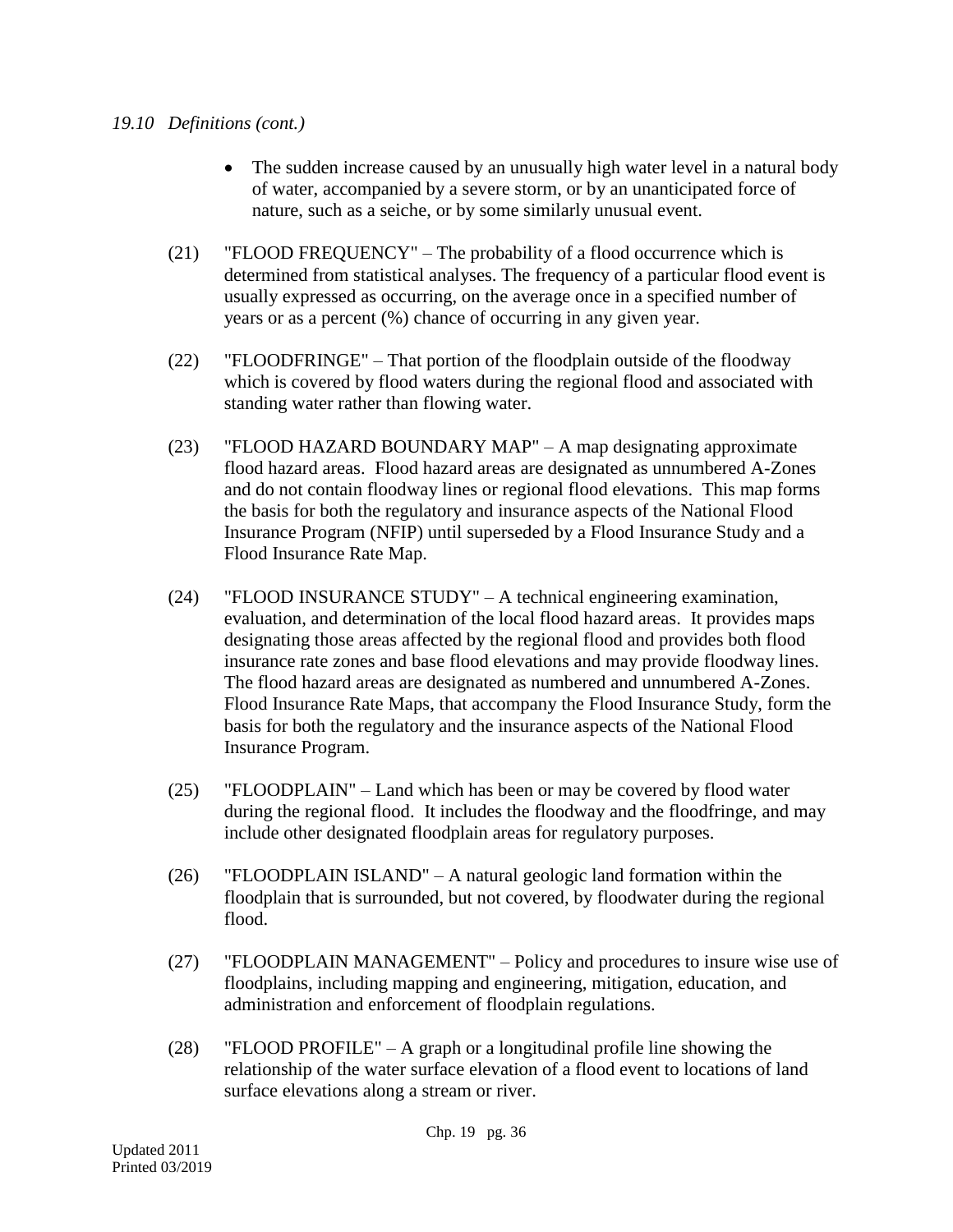*19.10 Definitions (cont.)*

- The sudden increase caused by an unusually high water level in a natural body of water, accompanied by a severe storm, or by an unanticipated force of nature, such as a seiche, or by some similarly unusual event.

(21) "FLOOD FREQUENCY" – The probability of a flood occurrence which is determined from statistical analyses. The frequency of a particular flood event is usually expressed as occurring, on the average once in a specified number of years or as a percent (%) chance of occurring in any given year.

(22) "FLOODFRINGE" – That portion of the floodplain outside of the floodway which is covered by flood waters during the regional flood and associated with standing water rather than flowing water.

(23) "FLOOD HAZARD BOUNDARY MAP" – A map designating approximate flood hazard areas. Flood hazard areas are designated as unnumbered A-Zones and do not contain floodway lines or regional flood elevations. This map forms the basis for both the regulatory and insurance aspects of the National Flood Insurance Program (NFIP) until superseded by a Flood Insurance Study and a Flood Insurance Rate Map.

(24) "FLOOD INSURANCE STUDY" – A technical engineering examination, evaluation, and determination of the local flood hazard areas. It provides maps designating those areas affected by the regional flood and provides both flood insurance rate zones and base flood elevations and may provide floodway lines. The flood hazard areas are designated as numbered and unnumbered A-Zones. Flood Insurance Rate Maps, that accompany the Flood Insurance Study, form the basis for both the regulatory and the insurance aspects of the National Flood Insurance Program.

(25) "FLOODPLAIN" – Land which has been or may be covered by flood water during the regional flood. It includes the floodway and the floodfringe, and may include other designated floodplain areas for regulatory purposes.

(26) "FLOODPLAIN ISLAND" – A natural geologic land formation within the floodplain that is surrounded, but not covered, by floodwater during the regional flood.

(27) "FLOODPLAIN MANAGEMENT" – Policy and procedures to insure wise use of floodplains, including mapping and engineering, mitigation, education, and administration and enforcement of floodplain regulations.

(28) "FLOOD PROFILE" – A graph or a longitudinal profile line showing the relationship of the water surface elevation of a flood event to locations of land surface elevations along a stream or river.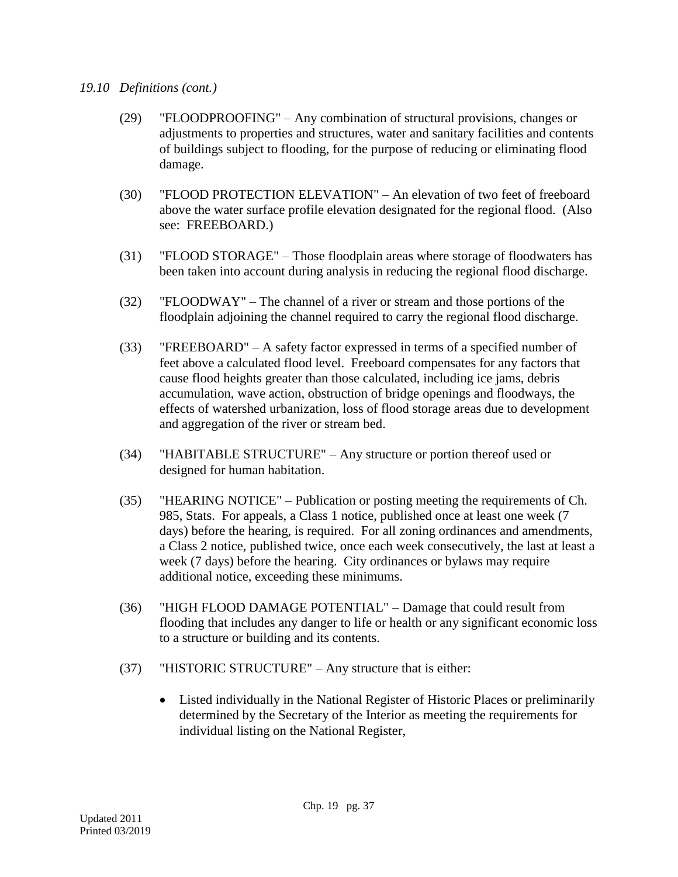*19.10 Definitions (cont.)*

(29) "FLOODPROOFING" – Any combination of structural provisions, changes or adjustments to properties and structures, water and sanitary facilities and contents of buildings subject to flooding, for the purpose of reducing or eliminating flood damage.

(30) "FLOOD PROTECTION ELEVATION" – An elevation of two feet of freeboard above the water surface profile elevation designated for the regional flood. (Also see: FREEBOARD.)

(31) "FLOOD STORAGE" – Those floodplain areas where storage of floodwaters has been taken into account during analysis in reducing the regional flood discharge.

(32) "FLOODWAY" – The channel of a river or stream and those portions of the floodplain adjoining the channel required to carry the regional flood discharge.

(33) "FREEBOARD" – A safety factor expressed in terms of a specified number of feet above a calculated flood level. Freeboard compensates for any factors that cause flood heights greater than those calculated, including ice jams, debris accumulation, wave action, obstruction of bridge openings and floodways, the effects of watershed urbanization, loss of flood storage areas due to development and aggregation of the river or stream bed.

(34) "HABITABLE STRUCTURE" – Any structure or portion thereof used or designed for human habitation.

(35) "HEARING NOTICE" – Publication or posting meeting the requirements of Ch. 985, Stats. For appeals, a Class 1 notice, published once at least one week (7 days) before the hearing, is required. For all zoning ordinances and amendments, a Class 2 notice, published twice, once each week consecutively, the last at least a week (7 days) before the hearing. City ordinances or bylaws may require additional notice, exceeding these minimums.

(36) "HIGH FLOOD DAMAGE POTENTIAL" – Damage that could result from flooding that includes any danger to life or health or any significant economic loss to a structure or building and its contents.

(37) "HISTORIC STRUCTURE" – Any structure that is either:

- Listed individually in the National Register of Historic Places or preliminarily determined by the Secretary of the Interior as meeting the requirements for individual listing on the National Register,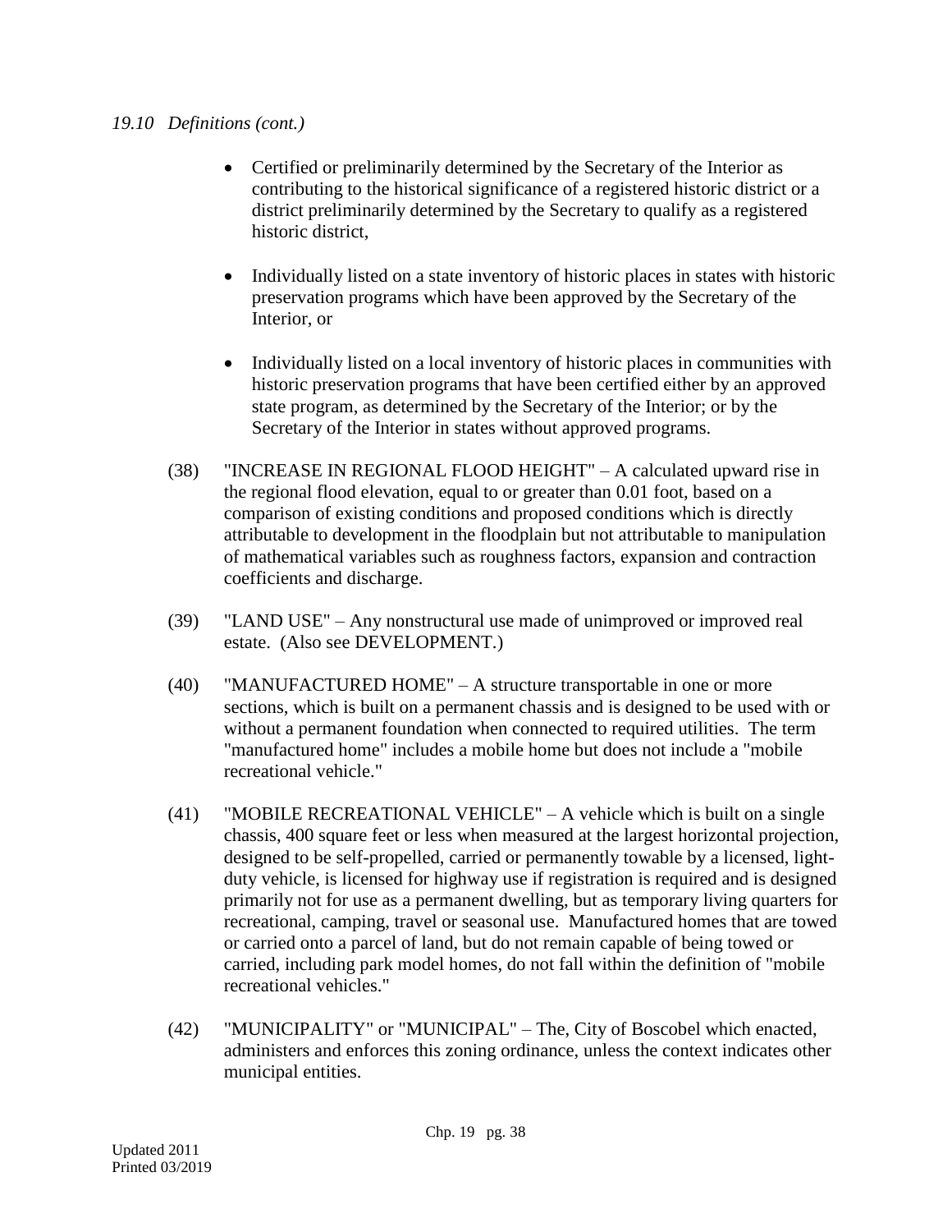*19.10 Definitions (cont.)*

- Certified or preliminarily determined by the Secretary of the Interior as contributing to the historical significance of a registered historic district or a district preliminarily determined by the Secretary to qualify as a registered historic district,
- Individually listed on a state inventory of historic places in states with historic preservation programs which have been approved by the Secretary of the Interior, or
- Individually listed on a local inventory of historic places in communities with historic preservation programs that have been certified either by an approved state program, as determined by the Secretary of the Interior; or by the Secretary of the Interior in states without approved programs.

(38) "INCREASE IN REGIONAL FLOOD HEIGHT" – A calculated upward rise in the regional flood elevation, equal to or greater than 0.01 foot, based on a comparison of existing conditions and proposed conditions which is directly attributable to development in the floodplain but not attributable to manipulation of mathematical variables such as roughness factors, expansion and contraction coefficients and discharge.

(39) "LAND USE" – Any nonstructural use made of unimproved or improved real estate. (Also see DEVELOPMENT.)

(40) "MANUFACTURED HOME" – A structure transportable in one or more sections, which is built on a permanent chassis and is designed to be used with or without a permanent foundation when connected to required utilities. The term "manufactured home" includes a mobile home but does not include a "mobile recreational vehicle."

(41) "MOBILE RECREATIONAL VEHICLE" – A vehicle which is built on a single chassis, 400 square feet or less when measured at the largest horizontal projection, designed to be self-propelled, carried or permanently towable by a licensed, light-duty vehicle, is licensed for highway use if registration is required and is designed primarily not for use as a permanent dwelling, but as temporary living quarters for recreational, camping, travel or seasonal use. Manufactured homes that are towed or carried onto a parcel of land, but do not remain capable of being towed or carried, including park model homes, do not fall within the definition of "mobile recreational vehicles."

(42) "MUNICIPALITY" or "MUNICIPAL" – The, City of Boscobel which enacted, administers and enforces this zoning ordinance, unless the context indicates other municipal entities.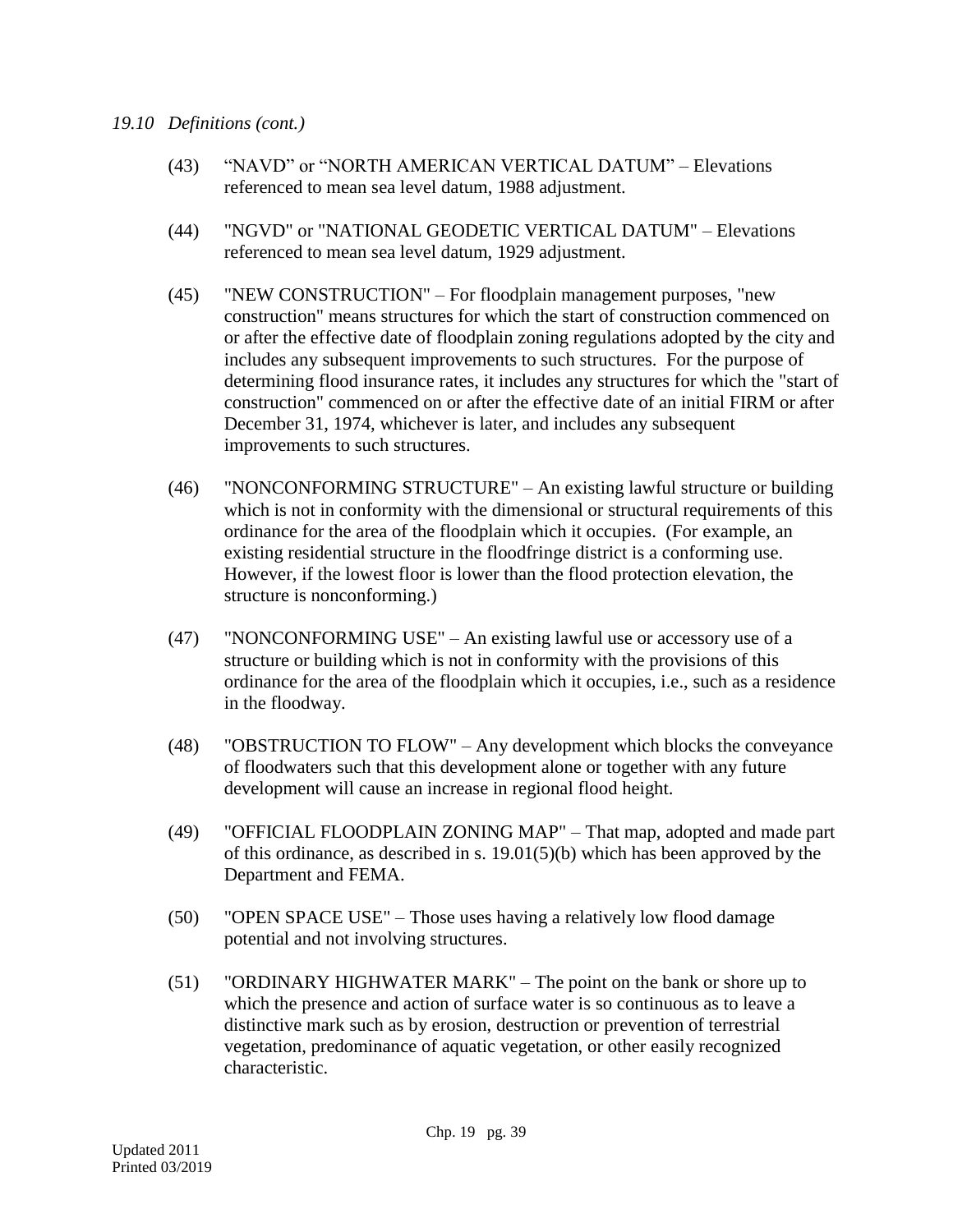*19.10 Definitions (cont.)*

(43) "NAVD" or "NORTH AMERICAN VERTICAL DATUM" – Elevations referenced to mean sea level datum, 1988 adjustment.

(44) "NGVD" or "NATIONAL GEODETIC VERTICAL DATUM" – Elevations referenced to mean sea level datum, 1929 adjustment.

(45) "NEW CONSTRUCTION" – For floodplain management purposes, "new construction" means structures for which the start of construction commenced on or after the effective date of floodplain zoning regulations adopted by the city and includes any subsequent improvements to such structures. For the purpose of determining flood insurance rates, it includes any structures for which the "start of construction" commenced on or after the effective date of an initial FIRM or after December 31, 1974, whichever is later, and includes any subsequent improvements to such structures.

(46) "NONCONFORMING STRUCTURE" – An existing lawful structure or building which is not in conformity with the dimensional or structural requirements of this ordinance for the area of the floodplain which it occupies. (For example, an existing residential structure in the floodfringe district is a conforming use. However, if the lowest floor is lower than the flood protection elevation, the structure is nonconforming.)

(47) "NONCONFORMING USE" – An existing lawful use or accessory use of a structure or building which is not in conformity with the provisions of this ordinance for the area of the floodplain which it occupies, i.e., such as a residence in the floodway.

(48) "OBSTRUCTION TO FLOW" – Any development which blocks the conveyance of floodwaters such that this development alone or together with any future development will cause an increase in regional flood height.

(49) "OFFICIAL FLOODPLAIN ZONING MAP" – That map, adopted and made part of this ordinance, as described in s. 19.01(5)(b) which has been approved by the Department and FEMA.

(50) "OPEN SPACE USE" – Those uses having a relatively low flood damage potential and not involving structures.

(51) "ORDINARY HIGHWATER MARK" – The point on the bank or shore up to which the presence and action of surface water is so continuous as to leave a distinctive mark such as by erosion, destruction or prevention of terrestrial vegetation, predominance of aquatic vegetation, or other easily recognized characteristic.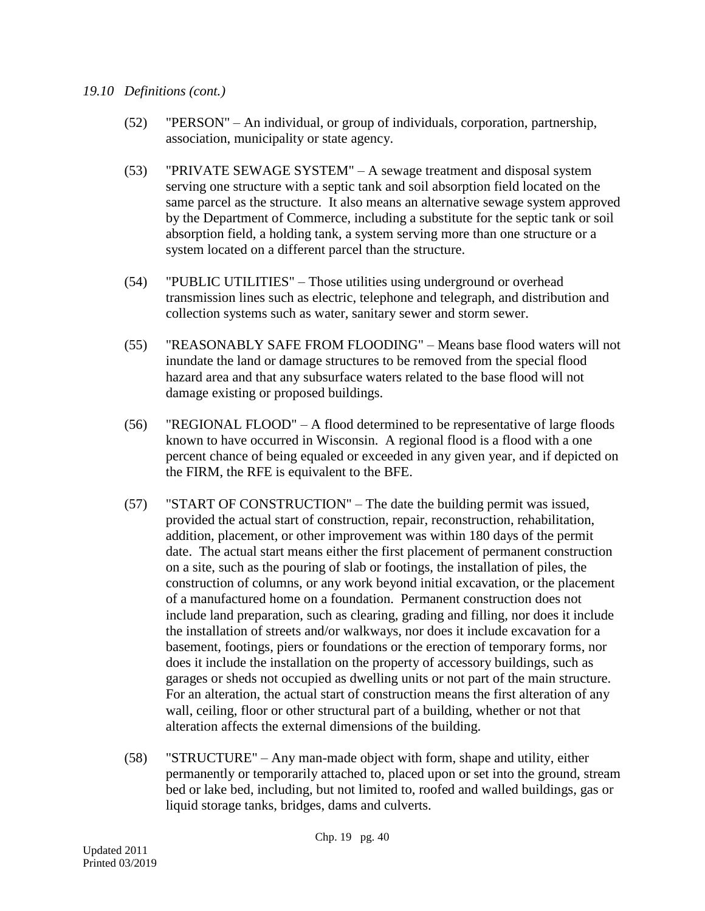*19.10 Definitions (cont.)*

(52) "PERSON" – An individual, or group of individuals, corporation, partnership, association, municipality or state agency.

(53) "PRIVATE SEWAGE SYSTEM" – A sewage treatment and disposal system serving one structure with a septic tank and soil absorption field located on the same parcel as the structure. It also means an alternative sewage system approved by the Department of Commerce, including a substitute for the septic tank or soil absorption field, a holding tank, a system serving more than one structure or a system located on a different parcel than the structure.

(54) "PUBLIC UTILITIES" – Those utilities using underground or overhead transmission lines such as electric, telephone and telegraph, and distribution and collection systems such as water, sanitary sewer and storm sewer.

(55) "REASONABLY SAFE FROM FLOODING" – Means base flood waters will not inundate the land or damage structures to be removed from the special flood hazard area and that any subsurface waters related to the base flood will not damage existing or proposed buildings.

(56) "REGIONAL FLOOD" – A flood determined to be representative of large floods known to have occurred in Wisconsin. A regional flood is a flood with a one percent chance of being equaled or exceeded in any given year, and if depicted on the FIRM, the RFE is equivalent to the BFE.

(57) "START OF CONSTRUCTION" – The date the building permit was issued, provided the actual start of construction, repair, reconstruction, rehabilitation, addition, placement, or other improvement was within 180 days of the permit date. The actual start means either the first placement of permanent construction on a site, such as the pouring of slab or footings, the installation of piles, the construction of columns, or any work beyond initial excavation, or the placement of a manufactured home on a foundation. Permanent construction does not include land preparation, such as clearing, grading and filling, nor does it include the installation of streets and/or walkways, nor does it include excavation for a basement, footings, piers or foundations or the erection of temporary forms, nor does it include the installation on the property of accessory buildings, such as garages or sheds not occupied as dwelling units or not part of the main structure. For an alteration, the actual start of construction means the first alteration of any wall, ceiling, floor or other structural part of a building, whether or not that alteration affects the external dimensions of the building.

(58) "STRUCTURE" – Any man-made object with form, shape and utility, either permanently or temporarily attached to, placed upon or set into the ground, stream bed or lake bed, including, but not limited to, roofed and walled buildings, gas or liquid storage tanks, bridges, dams and culverts.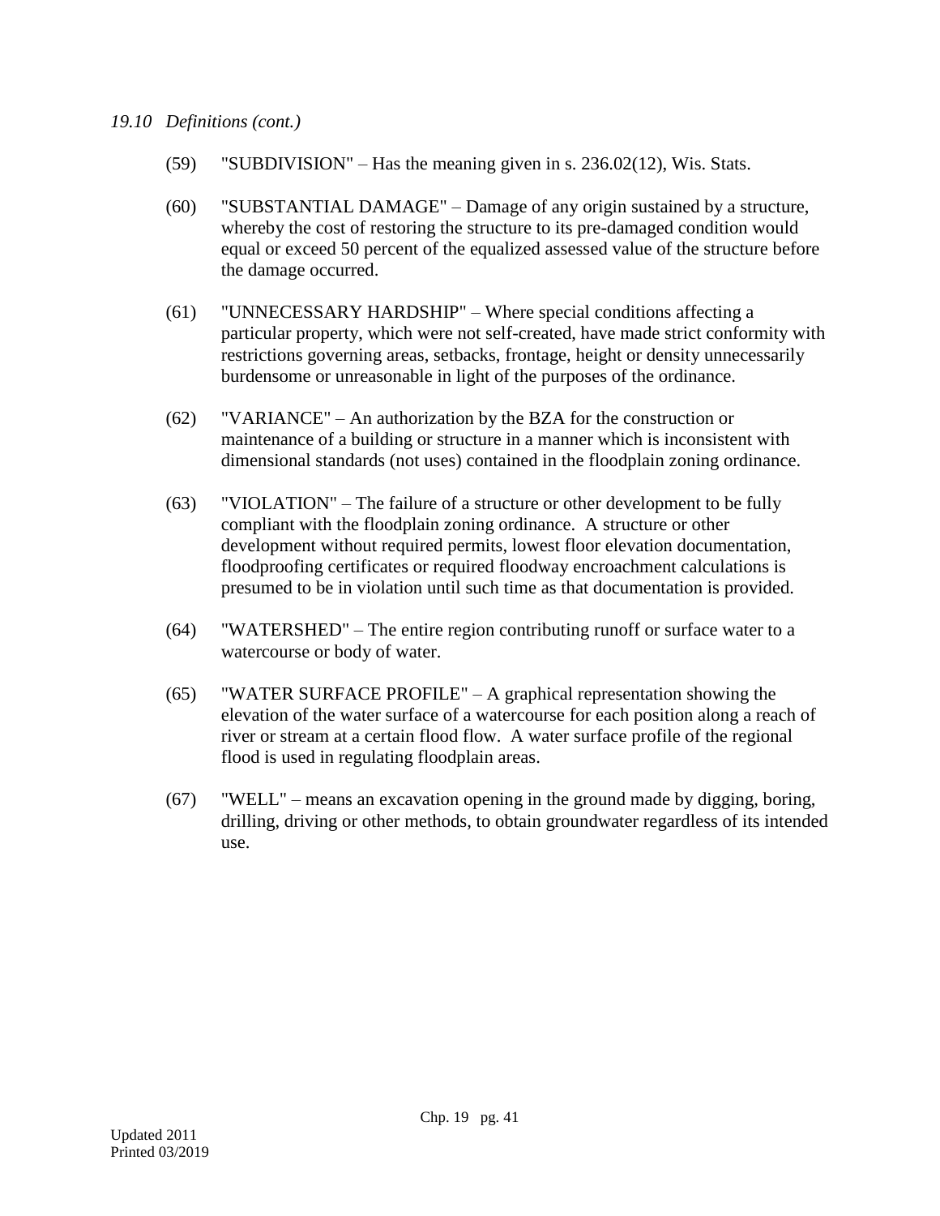*19.10 Definitions (cont.)*

(59) "SUBDIVISION" – Has the meaning given in s. 236.02(12), Wis. Stats.

(60) "SUBSTANTIAL DAMAGE" – Damage of any origin sustained by a structure, whereby the cost of restoring the structure to its pre-damaged condition would equal or exceed 50 percent of the equalized assessed value of the structure before the damage occurred.

(61) "UNNECESSARY HARDSHIP" – Where special conditions affecting a particular property, which were not self-created, have made strict conformity with restrictions governing areas, setbacks, frontage, height or density unnecessarily burdensome or unreasonable in light of the purposes of the ordinance.

(62) "VARIANCE" – An authorization by the BZA for the construction or maintenance of a building or structure in a manner which is inconsistent with dimensional standards (not uses) contained in the floodplain zoning ordinance.

(63) "VIOLATION" – The failure of a structure or other development to be fully compliant with the floodplain zoning ordinance. A structure or other development without required permits, lowest floor elevation documentation, floodproofing certificates or required floodway encroachment calculations is presumed to be in violation until such time as that documentation is provided.

(64) "WATERSHED" – The entire region contributing runoff or surface water to a watercourse or body of water.

(65) "WATER SURFACE PROFILE" – A graphical representation showing the elevation of the water surface of a watercourse for each position along a reach of river or stream at a certain flood flow. A water surface profile of the regional flood is used in regulating floodplain areas.

(67) "WELL" – means an excavation opening in the ground made by digging, boring, drilling, driving or other methods, to obtain groundwater regardless of its intended use.

Updated 2011
Printed 03/2019